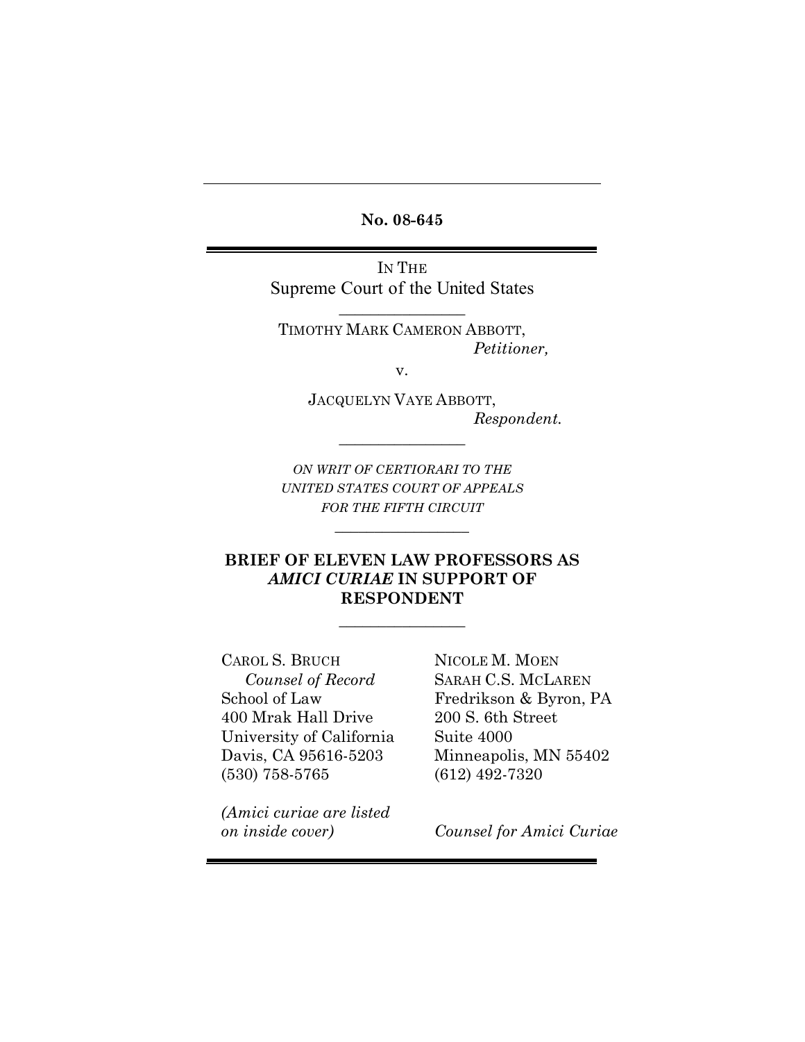**No. 08-645**

IN THE
Supreme Court of the United States

---

TIMOTHY MARK CAMERON ABBOTT,
*Petitioner,*

v.

JACQUELYN VAYE ABBOTT,
*Respondent.*

---

*ON WRIT OF CERTIORARI TO THE UNITED STATES COURT OF APPEALS FOR THE FIFTH CIRCUIT*

---

**BRIEF OF ELEVEN LAW PROFESSORS AS *AMICI CURIAE* IN SUPPORT OF RESPONDENT**

---

CAROL S. BRUCH
*Counsel of Record*
School of Law
400 Mrak Hall Drive
University of California
Davis, CA 95616-5203
(530) 758-5765

*(Amici curiae are listed on inside cover)*

NICOLE M. MOEN
SARAH C.S. MCLAREN
Fredrikson & Byron, PA
200 S. 6th Street
Suite 4000
Minneapolis, MN 55402
(612) 492-7320

*Counsel for Amici Curiae*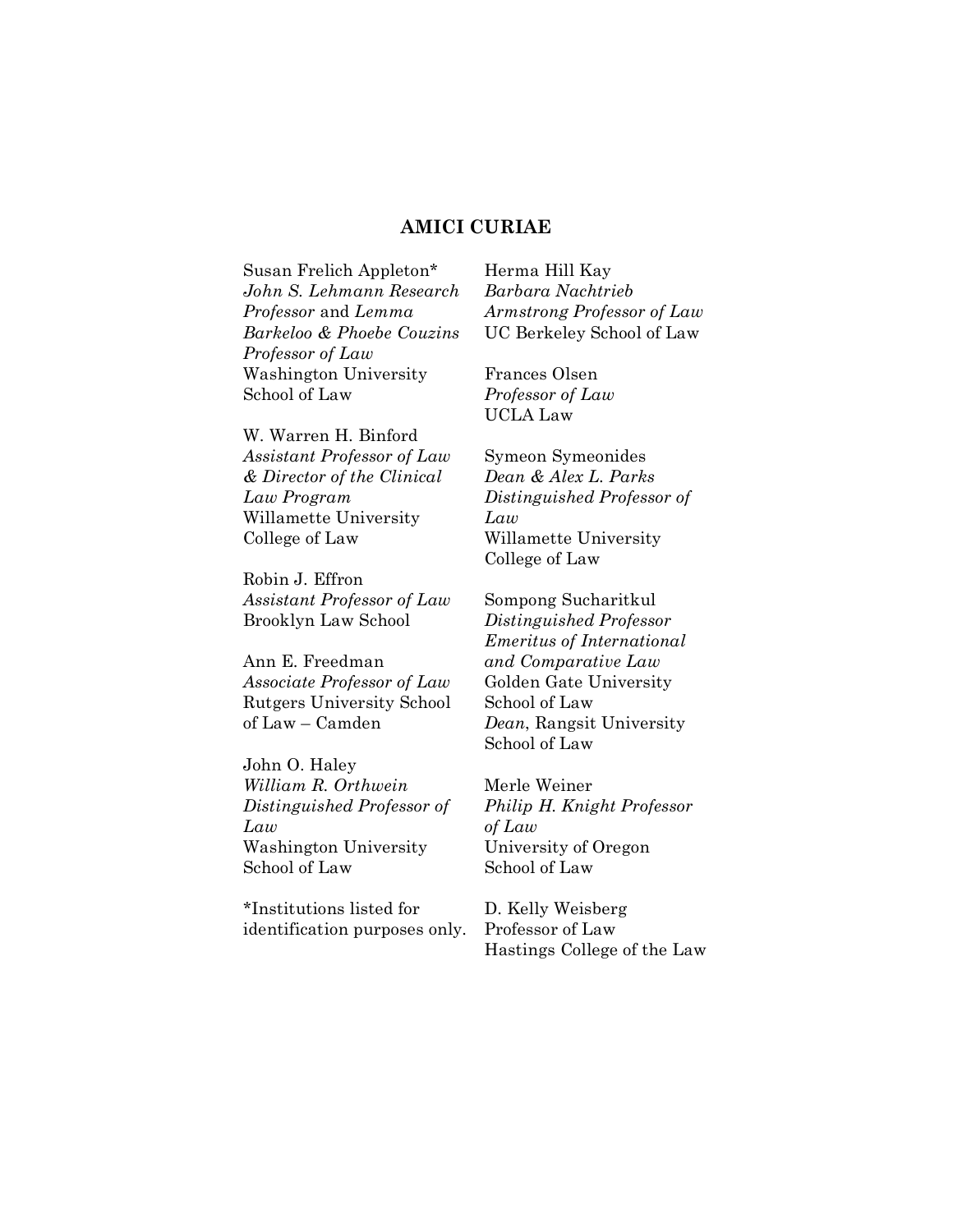## AMICI CURIAE

Susan Frelich Appleton*
*John S. Lehmann Research Professor* and *Lemma Barkeloo & Phoebe Couzins Professor of Law*
Washington University School of Law

W. Warren H. Binford
*Assistant Professor of Law & Director of the Clinical Law Program*
Willamette University College of Law

Robin J. Effron
*Assistant Professor of Law*
Brooklyn Law School

Ann E. Freedman
*Associate Professor of Law*
Rutgers University School of Law – Camden

John O. Haley
*William R. Orthwein Distinguished Professor of Law*
Washington University School of Law

*Institutions listed for identification purposes only.

Herma Hill Kay
*Barbara Nachtrieb Armstrong Professor of Law*
UC Berkeley School of Law

Frances Olsen
*Professor of Law*
UCLA Law

Symeon Symeonides
*Dean & Alex L. Parks Distinguished Professor of Law*
Willamette University College of Law

Sompong Sucharitkul
*Distinguished Professor Emeritus of International and Comparative Law*
Golden Gate University School of Law
*Dean*, Rangsit University School of Law

Merle Weiner
*Philip H. Knight Professor of Law*
University of Oregon School of Law

D. Kelly Weisberg
Professor of Law
Hastings College of the Law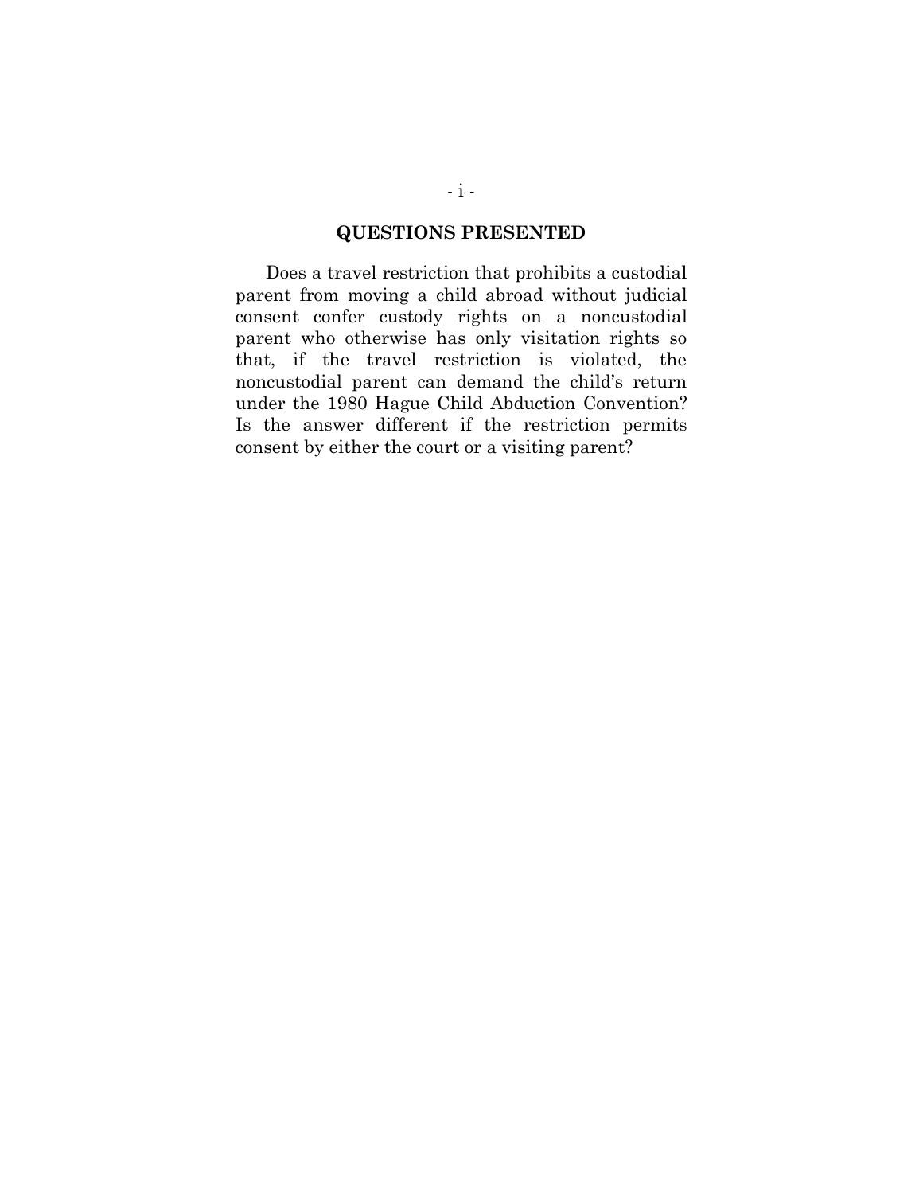## QUESTIONS PRESENTED

Does a travel restriction that prohibits a custodial parent from moving a child abroad without judicial consent confer custody rights on a noncustodial parent who otherwise has only visitation rights so that, if the travel restriction is violated, the noncustodial parent can demand the child's return under the 1980 Hague Child Abduction Convention? Is the answer different if the restriction permits consent by either the court or a visiting parent?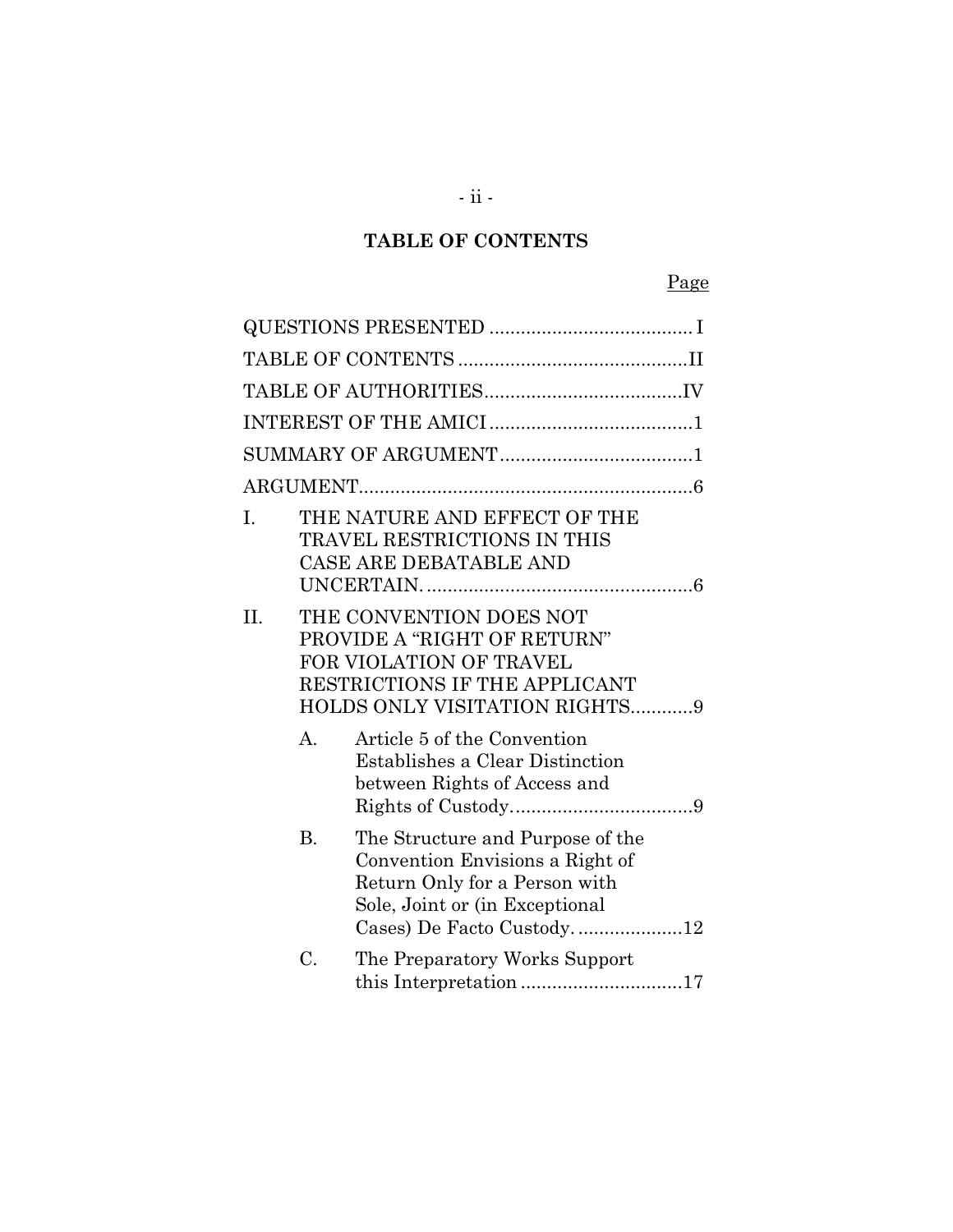## TABLE OF CONTENTS

| | Page |
|---|---|
| QUESTIONS PRESENTED | I |
| TABLE OF CONTENTS | II |
| TABLE OF AUTHORITIES | IV |
| INTEREST OF THE AMICI | 1 |
| SUMMARY OF ARGUMENT | 1 |
| ARGUMENT | 6 |
| I. THE NATURE AND EFFECT OF THE TRAVEL RESTRICTIONS IN THIS CASE ARE DEBATABLE AND UNCERTAIN. | 6 |
| II. THE CONVENTION DOES NOT PROVIDE A "RIGHT OF RETURN" FOR VIOLATION OF TRAVEL RESTRICTIONS IF THE APPLICANT HOLDS ONLY VISITATION RIGHTS | 9 |
| A. Article 5 of the Convention Establishes a Clear Distinction between Rights of Access and Rights of Custody. | 9 |
| B. The Structure and Purpose of the Convention Envisions a Right of Return Only for a Person with Sole, Joint or (in Exceptional Cases) De Facto Custody. | 12 |
| C. The Preparatory Works Support this Interpretation | 17 |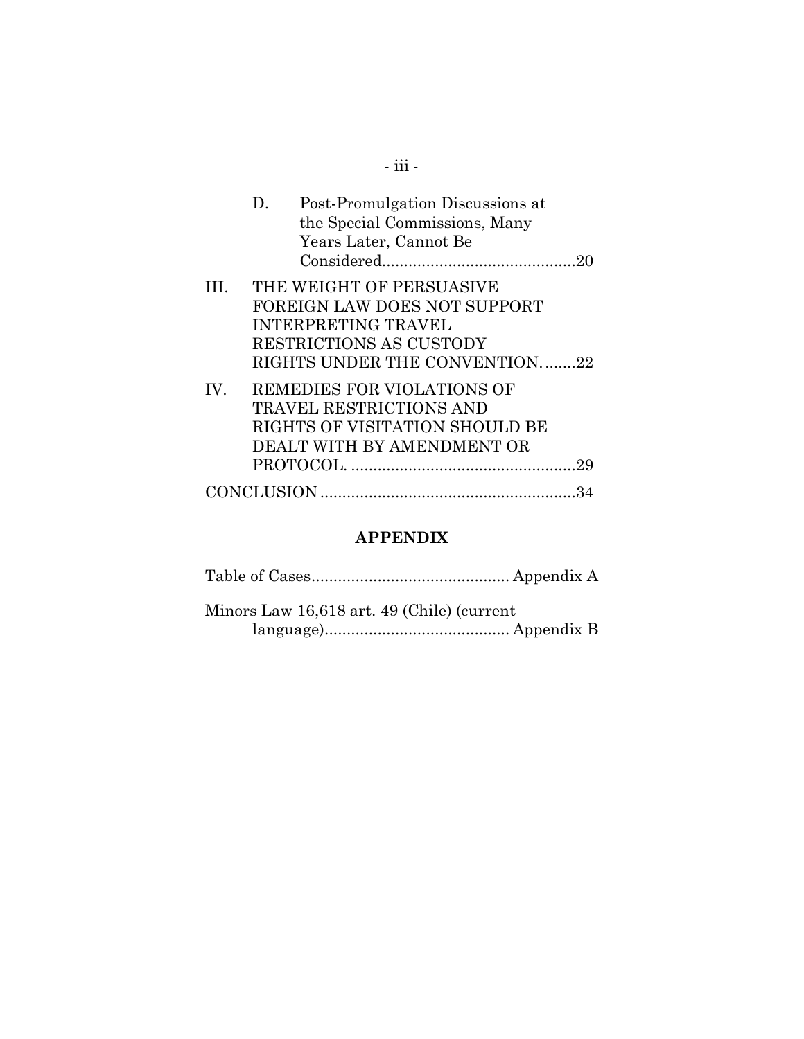D. Post-Promulgation Discussions at the Special Commissions, Many Years Later, Cannot Be Considered............................................20

III. THE WEIGHT OF PERSUASIVE FOREIGN LAW DOES NOT SUPPORT INTERPRETING TRAVEL RESTRICTIONS AS CUSTODY RIGHTS UNDER THE CONVENTION........22

IV. REMEDIES FOR VIOLATIONS OF TRAVEL RESTRICTIONS AND RIGHTS OF VISITATION SHOULD BE DEALT WITH BY AMENDMENT OR PROTOCOL. ....................................................29

CONCLUSION ..........................................................34

## APPENDIX

Table of Cases............................................. Appendix A

Minors Law 16,618 art. 49 (Chile) (current language).......................................... Appendix B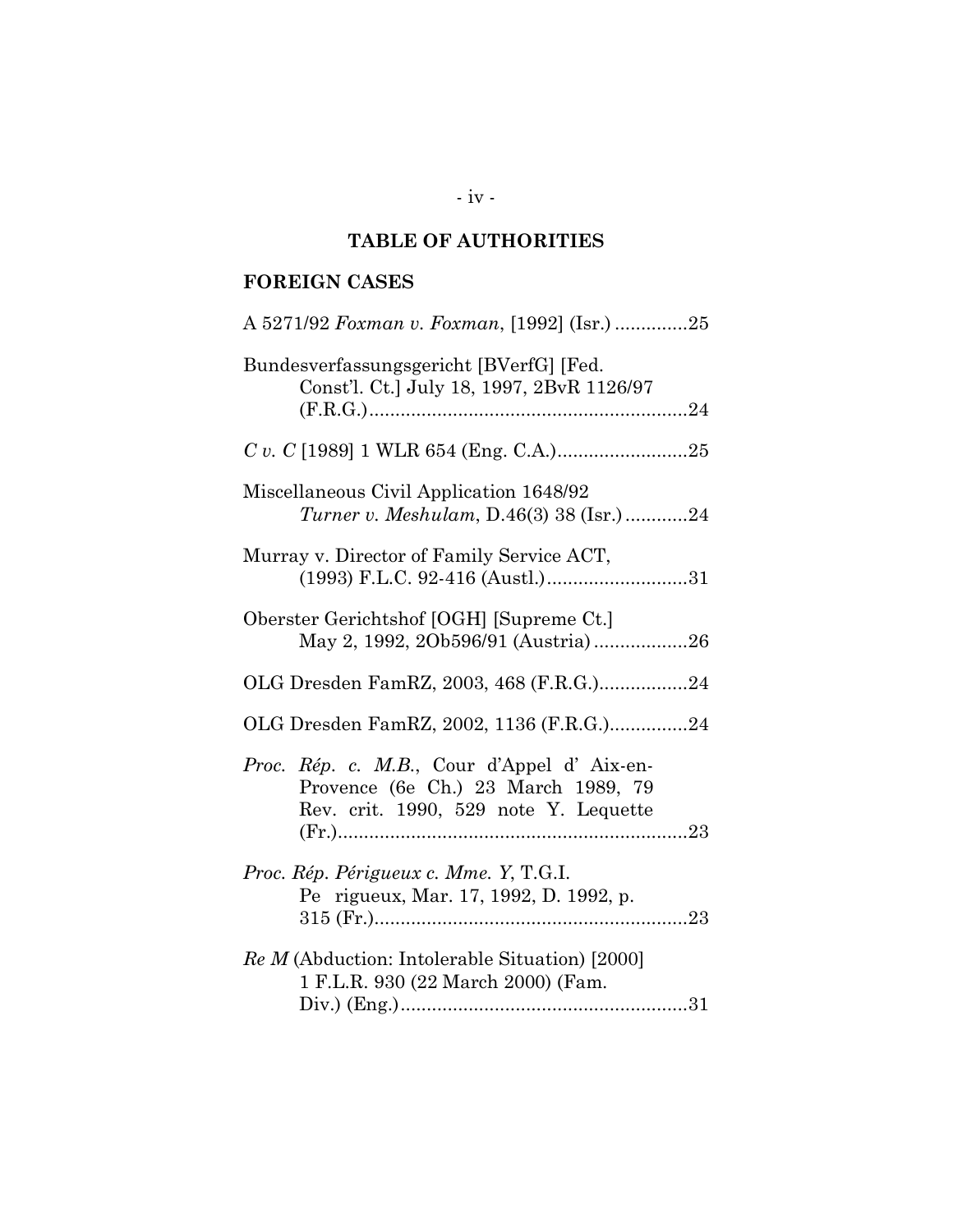# TABLE OF AUTHORITIES

## FOREIGN CASES

A 5271/92 *Foxman v. Foxman*, [1992] (Isr.) ..............25

Bundesverfassungsgericht [BVerfG] [Fed. Const'l. Ct.] July 18, 1997, 2BvR 1126/97 (F.R.G.)..............................................................24

*C v. C* [1989] 1 WLR 654 (Eng. C.A.).........................25

Miscellaneous Civil Application 1648/92 *Turner v. Meshulam*, D.46(3) 38 (Isr.) ............24

Murray v. Director of Family Service ACT, (1993) F.L.C. 92-416 (Austl.)...........................31

Oberster Gerichtshof [OGH] [Supreme Ct.] May 2, 1992, 2Ob596/91 (Austria) ..................26

OLG Dresden FamRZ, 2003, 468 (F.R.G.).................24

OLG Dresden FamRZ, 2002, 1136 (F.R.G.)...............24

*Proc. Rép. c. M.B.*, Cour d'Appel d' Aix-en-Provence (6e Ch.) 23 March 1989, 79 Rev. crit. 1990, 529 note Y. Lequette (Fr.)....................................................................23

*Proc. Rép. Périgueux c. Mme. Y*, T.G.I. Pe rigueux, Mar. 17, 1992, D. 1992, p. 315 (Fr.)............................................................23

*Re M* (Abduction: Intolerable Situation) [2000] 1 F.L.R. 930 (22 March 2000) (Fam. Div.) (Eng.).......................................................31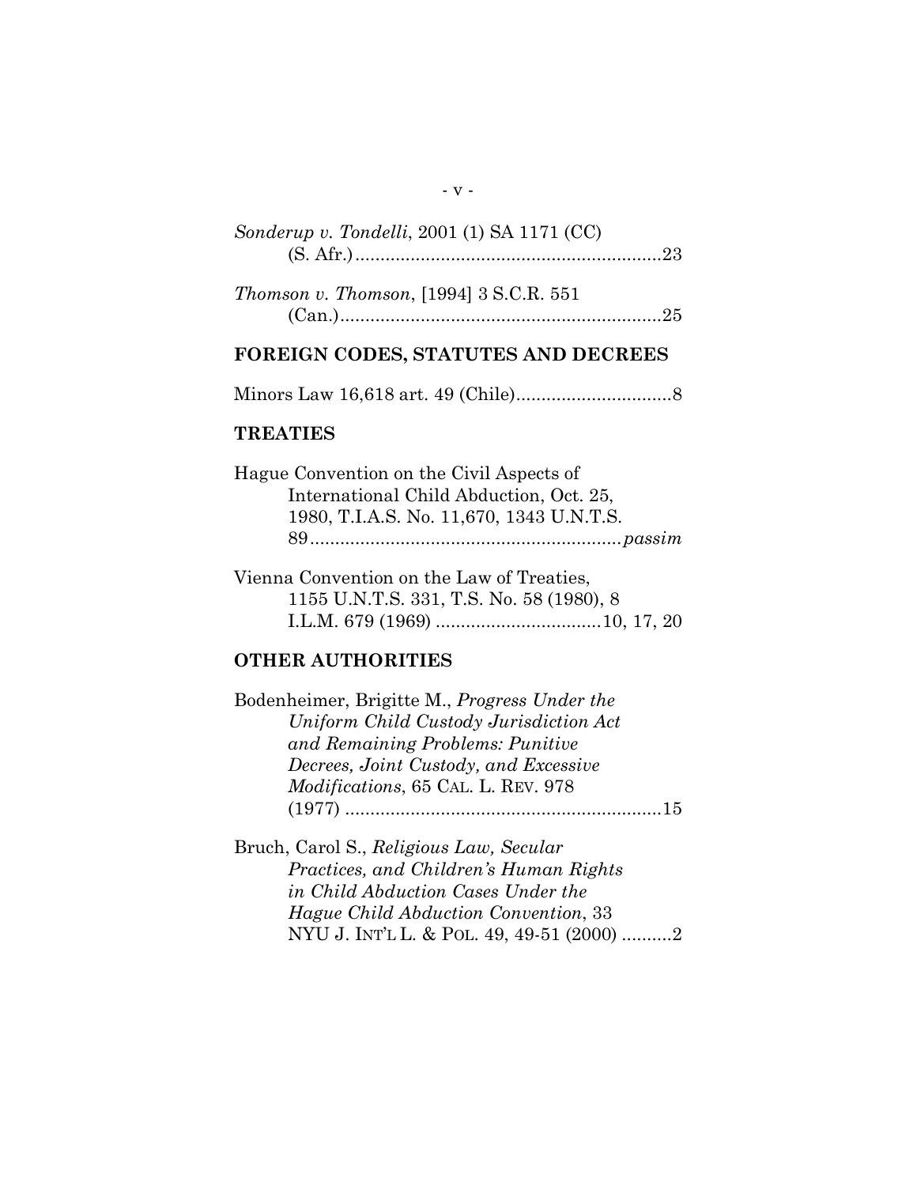*Sonderup v. Tondelli*, 2001 (1) SA 1171 (CC) (S. Afr.)............................................................23

*Thomson v. Thomson*, [1994] 3 S.C.R. 551 (Can.)................................................................25

## FOREIGN CODES, STATUTES AND DECREES

Minors Law 16,618 art. 49 (Chile)..............................8

## TREATIES

Hague Convention on the Civil Aspects of International Child Abduction, Oct. 25, 1980, T.I.A.S. No. 11,670, 1343 U.N.T.S. 89..............................................................*passim*

Vienna Convention on the Law of Treaties, 1155 U.N.T.S. 331, T.S. No. 58 (1980), 8 I.L.M. 679 (1969) ................................10, 17, 20

## OTHER AUTHORITIES

Bodenheimer, Brigitte M., *Progress Under the Uniform Child Custody Jurisdiction Act and Remaining Problems: Punitive Decrees, Joint Custody, and Excessive Modifications*, 65 CAL. L. REV. 978 (1977) ..............................................................15

Bruch, Carol S., *Religious Law, Secular Practices, and Children's Human Rights in Child Abduction Cases Under the Hague Child Abduction Convention*, 33 NYU J. INT'L L. & POL. 49, 49-51 (2000) ..........2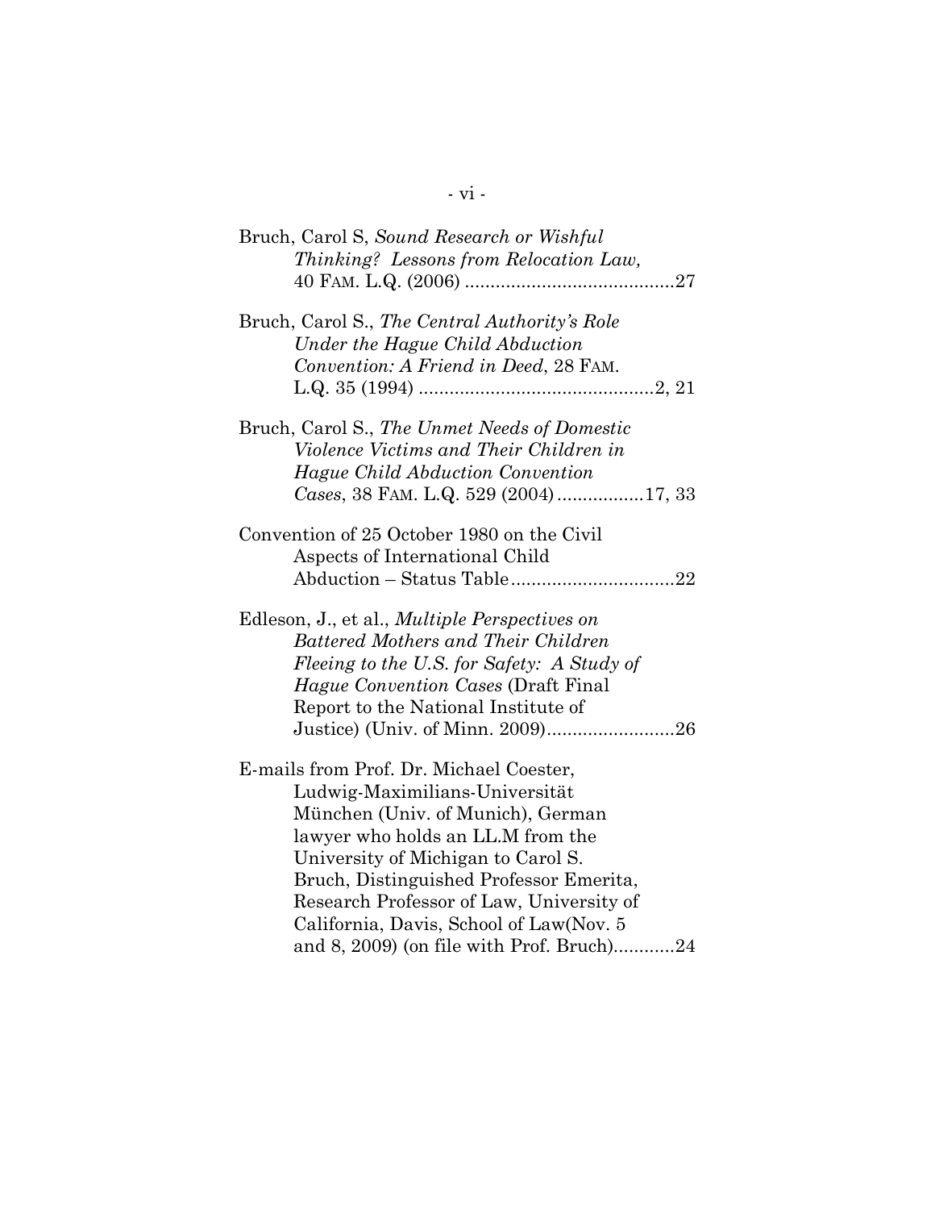Bruch, Carol S, *Sound Research or Wishful Thinking? Lessons from Relocation Law,* 40 FAM. L.Q. (2006) .........................................27

Bruch, Carol S., *The Central Authority's Role Under the Hague Child Abduction Convention: A Friend in Deed*, 28 FAM. L.Q. 35 (1994) .............................................2, 21

Bruch, Carol S., *The Unmet Needs of Domestic Violence Victims and Their Children in Hague Child Abduction Convention Cases*, 38 FAM. L.Q. 529 (2004) .................17, 33

Convention of 25 October 1980 on the Civil Aspects of International Child Abduction – Status Table................................22

Edleson, J., et al., *Multiple Perspectives on Battered Mothers and Their Children Fleeing to the U.S. for Safety: A Study of Hague Convention Cases* (Draft Final Report to the National Institute of Justice) (Univ. of Minn. 2009).........................26

E-mails from Prof. Dr. Michael Coester, Ludwig-Maximilians-Universität München (Univ. of Munich), German lawyer who holds an LL.M from the University of Michigan to Carol S. Bruch, Distinguished Professor Emerita, Research Professor of Law, University of California, Davis, School of Law(Nov. 5 and 8, 2009) (on file with Prof. Bruch)............24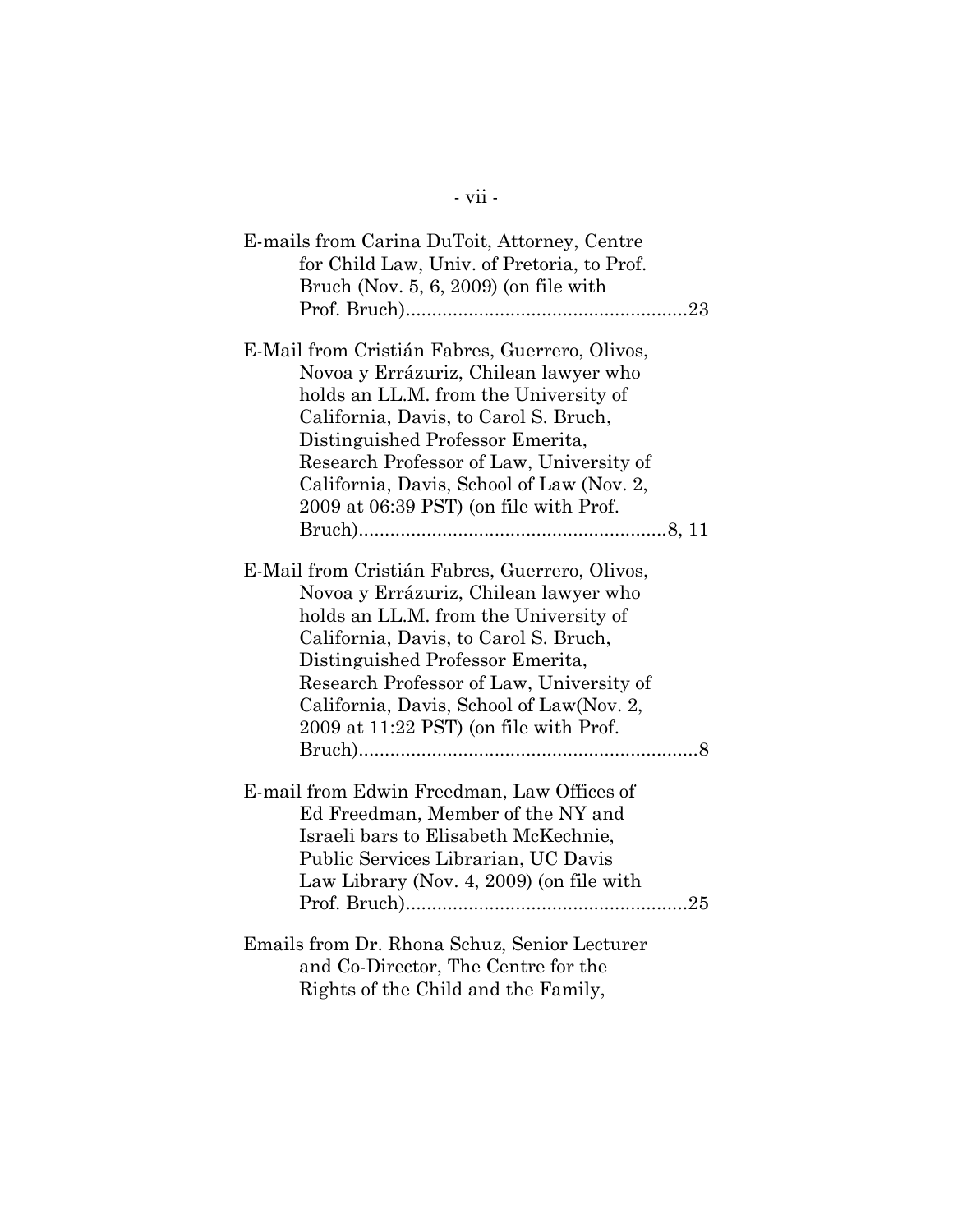E-mails from Carina DuToit, Attorney, Centre for Child Law, Univ. of Pretoria, to Prof. Bruch (Nov. 5, 6, 2009) (on file with Prof. Bruch).....................................................23

E-Mail from Cristián Fabres, Guerrero, Olivos, Novoa y Errázuriz, Chilean lawyer who holds an LL.M. from the University of California, Davis, to Carol S. Bruch, Distinguished Professor Emerita, Research Professor of Law, University of California, Davis, School of Law (Nov. 2, 2009 at 06:39 PST) (on file with Prof. Bruch)..........................................................8, 11

E-Mail from Cristián Fabres, Guerrero, Olivos, Novoa y Errázuriz, Chilean lawyer who holds an LL.M. from the University of California, Davis, to Carol S. Bruch, Distinguished Professor Emerita, Research Professor of Law, University of California, Davis, School of Law(Nov. 2, 2009 at 11:22 PST) (on file with Prof. Bruch)................................................................8

E-mail from Edwin Freedman, Law Offices of Ed Freedman, Member of the NY and Israeli bars to Elisabeth McKechnie, Public Services Librarian, UC Davis Law Library (Nov. 4, 2009) (on file with Prof. Bruch).....................................................25

Emails from Dr. Rhona Schuz, Senior Lecturer and Co-Director, The Centre for the Rights of the Child and the Family,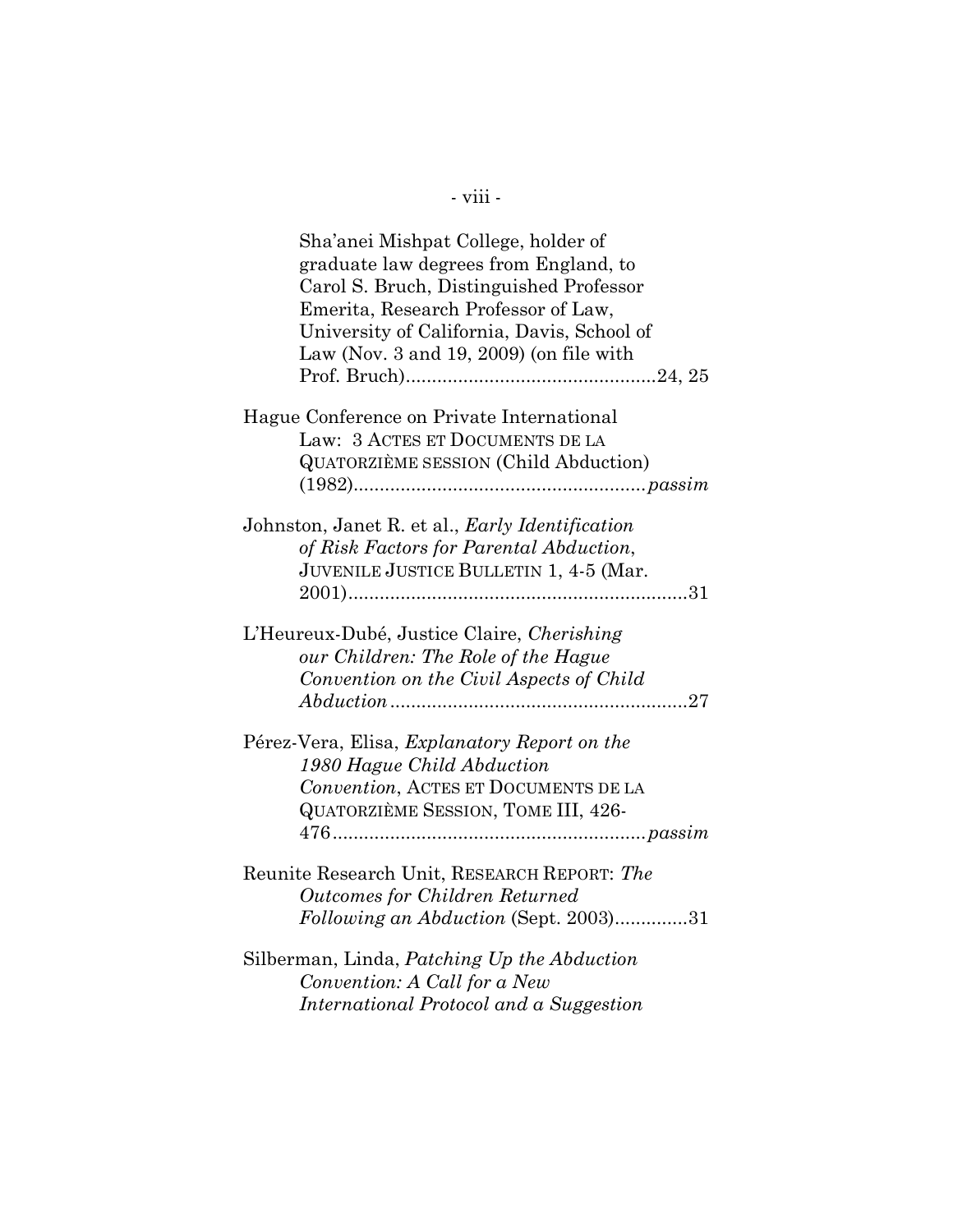Sha'anei Mishpat College, holder of graduate law degrees from England, to Carol S. Bruch, Distinguished Professor Emerita, Research Professor of Law, University of California, Davis, School of Law (Nov. 3 and 19, 2009) (on file with Prof. Bruch)................................................24, 25

Hague Conference on Private International Law: 3 ACTES ET DOCUMENTS DE LA QUATORZIÈME SESSION (Child Abduction) (1982).........................................................*passim*

Johnston, Janet R. et al., *Early Identification of Risk Factors for Parental Abduction*, JUVENILE JUSTICE BULLETIN 1, 4-5 (Mar. 2001)..................................................................31

L'Heureux-Dubé, Justice Claire, *Cherishing our Children: The Role of the Hague Convention on the Civil Aspects of Child Abduction*..........................................................27

Pérez-Vera, Elisa, *Explanatory Report on the 1980 Hague Child Abduction Convention*, ACTES ET DOCUMENTS DE LA QUATORZIÈME SESSION, TOME III, 426-476............................................................*passim*

Reunite Research Unit, RESEARCH REPORT: *The Outcomes for Children Returned Following an Abduction* (Sept. 2003)..............31

Silberman, Linda, *Patching Up the Abduction Convention: A Call for a New International Protocol and a Suggestion*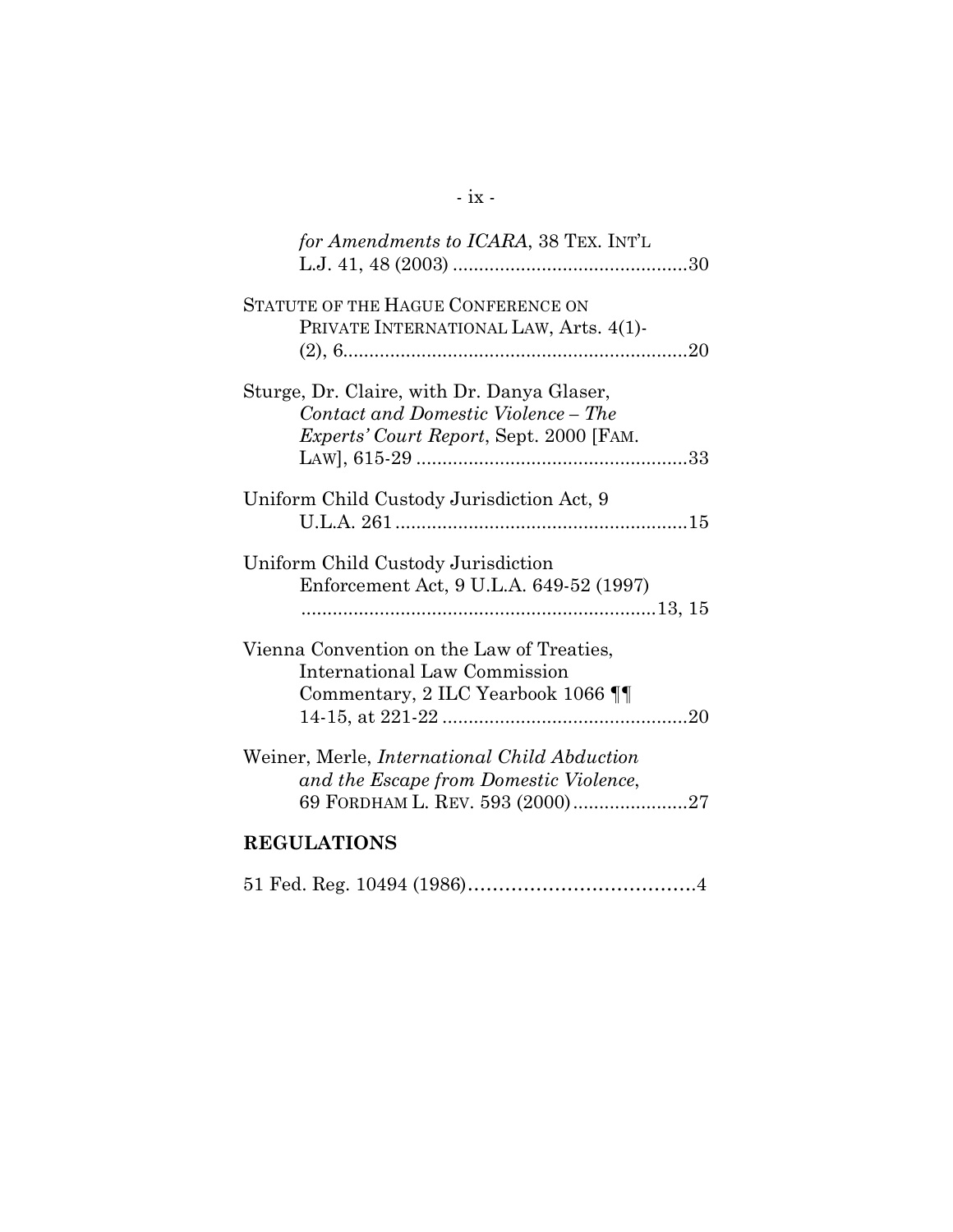*for Amendments to ICARA*, 38 TEX. INT'L L.J. 41, 48 (2003) .............................................30

STATUTE OF THE HAGUE CONFERENCE ON PRIVATE INTERNATIONAL LAW, Arts. 4(1)-(2), 6..................................................................20

Sturge, Dr. Claire, with Dr. Danya Glaser, *Contact and Domestic Violence – The Experts' Court Report*, Sept. 2000 [FAM. LAW], 615-29 ....................................................33

Uniform Child Custody Jurisdiction Act, 9 U.L.A. 261........................................................15

Uniform Child Custody Jurisdiction Enforcement Act, 9 U.L.A. 649-52 (1997) ....................................................................13, 15

Vienna Convention on the Law of Treaties, International Law Commission Commentary, 2 ILC Yearbook 1066 ¶¶ 14-15, at 221-22 ...............................................20

Weiner, Merle, *International Child Abduction and the Escape from Domestic Violence*, 69 FORDHAM L. REV. 593 (2000)......................27

## REGULATIONS

51 Fed. Reg. 10494 (1986)……………………………….4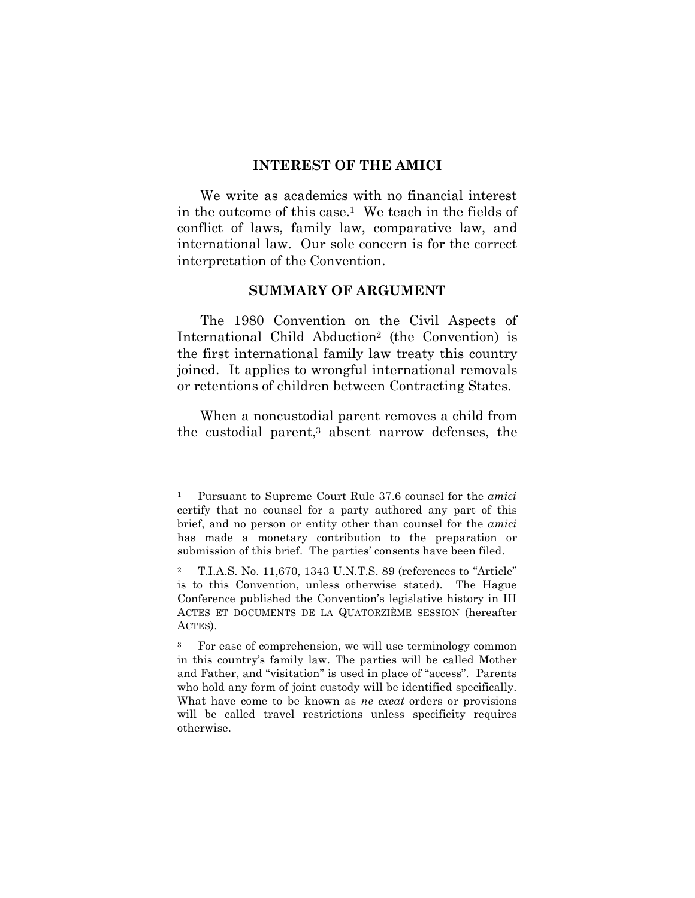## INTEREST OF THE AMICI

We write as academics with no financial interest in the outcome of this case.[1] We teach in the fields of conflict of laws, family law, comparative law, and international law. Our sole concern is for the correct interpretation of the Convention.

## SUMMARY OF ARGUMENT

The 1980 Convention on the Civil Aspects of International Child Abduction[2] (the Convention) is the first international family law treaty this country joined. It applies to wrongful international removals or retentions of children between Contracting States.

When a noncustodial parent removes a child from the custodial parent,[3] absent narrow defenses, the

---

[1] Pursuant to Supreme Court Rule 37.6 counsel for the *amici* certify that no counsel for a party authored any part of this brief, and no person or entity other than counsel for the *amici* has made a monetary contribution to the preparation or submission of this brief. The parties' consents have been filed.

[2] T.I.A.S. No. 11,670, 1343 U.N.T.S. 89 (references to "Article" is to this Convention, unless otherwise stated). The Hague Conference published the Convention's legislative history in III ACTES ET DOCUMENTS DE LA QUATORZIÈME SESSION (hereafter ACTES).

[3] For ease of comprehension, we will use terminology common in this country's family law. The parties will be called Mother and Father, and "visitation" is used in place of "access". Parents who hold any form of joint custody will be identified specifically. What have come to be known as *ne exeat* orders or provisions will be called travel restrictions unless specificity requires otherwise.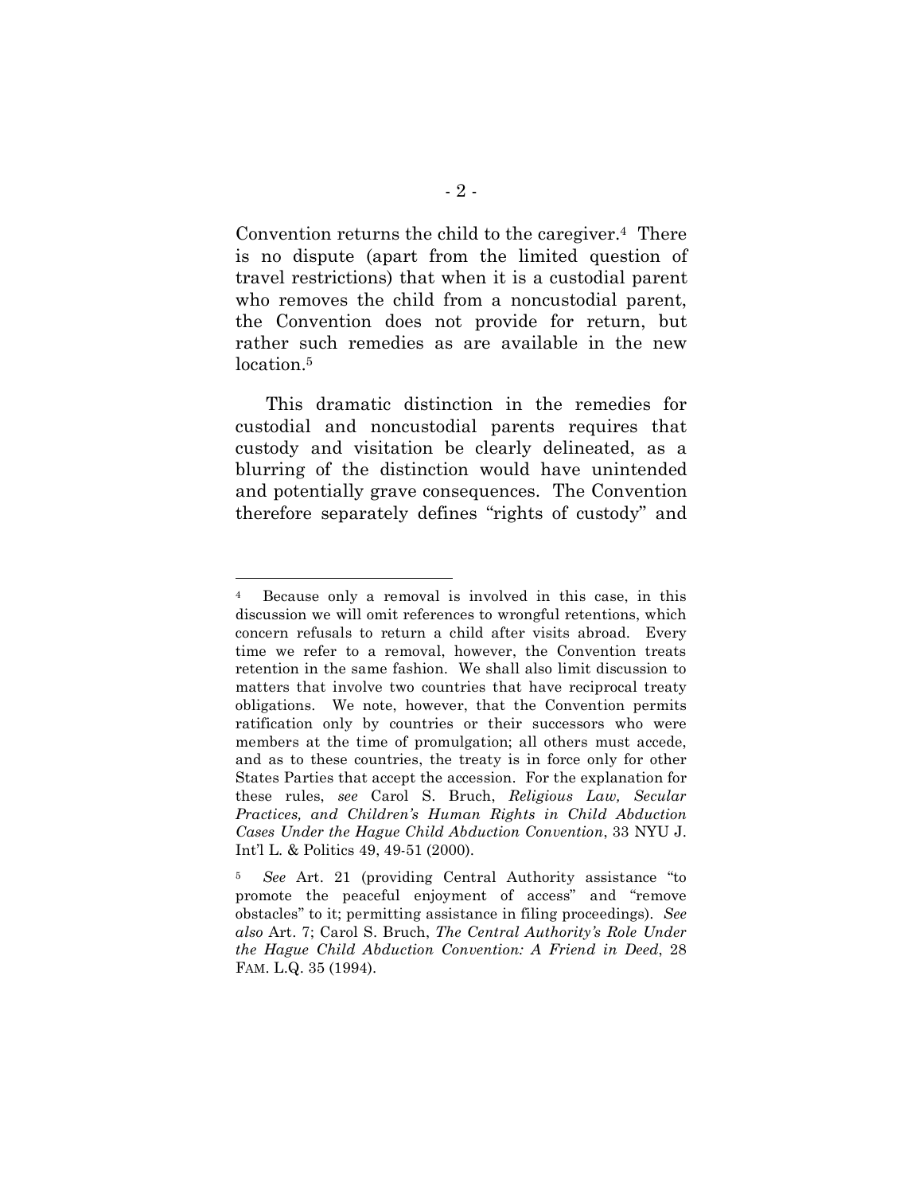Convention returns the child to the caregiver.[4] There is no dispute (apart from the limited question of travel restrictions) that when it is a custodial parent who removes the child from a noncustodial parent, the Convention does not provide for return, but rather such remedies as are available in the new location.[5]

This dramatic distinction in the remedies for custodial and noncustodial parents requires that custody and visitation be clearly delineated, as a blurring of the distinction would have unintended and potentially grave consequences. The Convention therefore separately defines "rights of custody" and

---

[4] Because only a removal is involved in this case, in this discussion we will omit references to wrongful retentions, which concern refusals to return a child after visits abroad. Every time we refer to a removal, however, the Convention treats retention in the same fashion. We shall also limit discussion to matters that involve two countries that have reciprocal treaty obligations. We note, however, that the Convention permits ratification only by countries or their successors who were members at the time of promulgation; all others must accede, and as to these countries, the treaty is in force only for other States Parties that accept the accession. For the explanation for these rules, *see* Carol S. Bruch, *Religious Law, Secular Practices, and Children's Human Rights in Child Abduction Cases Under the Hague Child Abduction Convention*, 33 NYU J. Int'l L. & Politics 49, 49-51 (2000).

[5] *See* Art. 21 (providing Central Authority assistance "to promote the peaceful enjoyment of access" and "remove obstacles" to it; permitting assistance in filing proceedings). *See also* Art. 7; Carol S. Bruch, *The Central Authority's Role Under the Hague Child Abduction Convention: A Friend in Deed*, 28 FAM. L.Q. 35 (1994).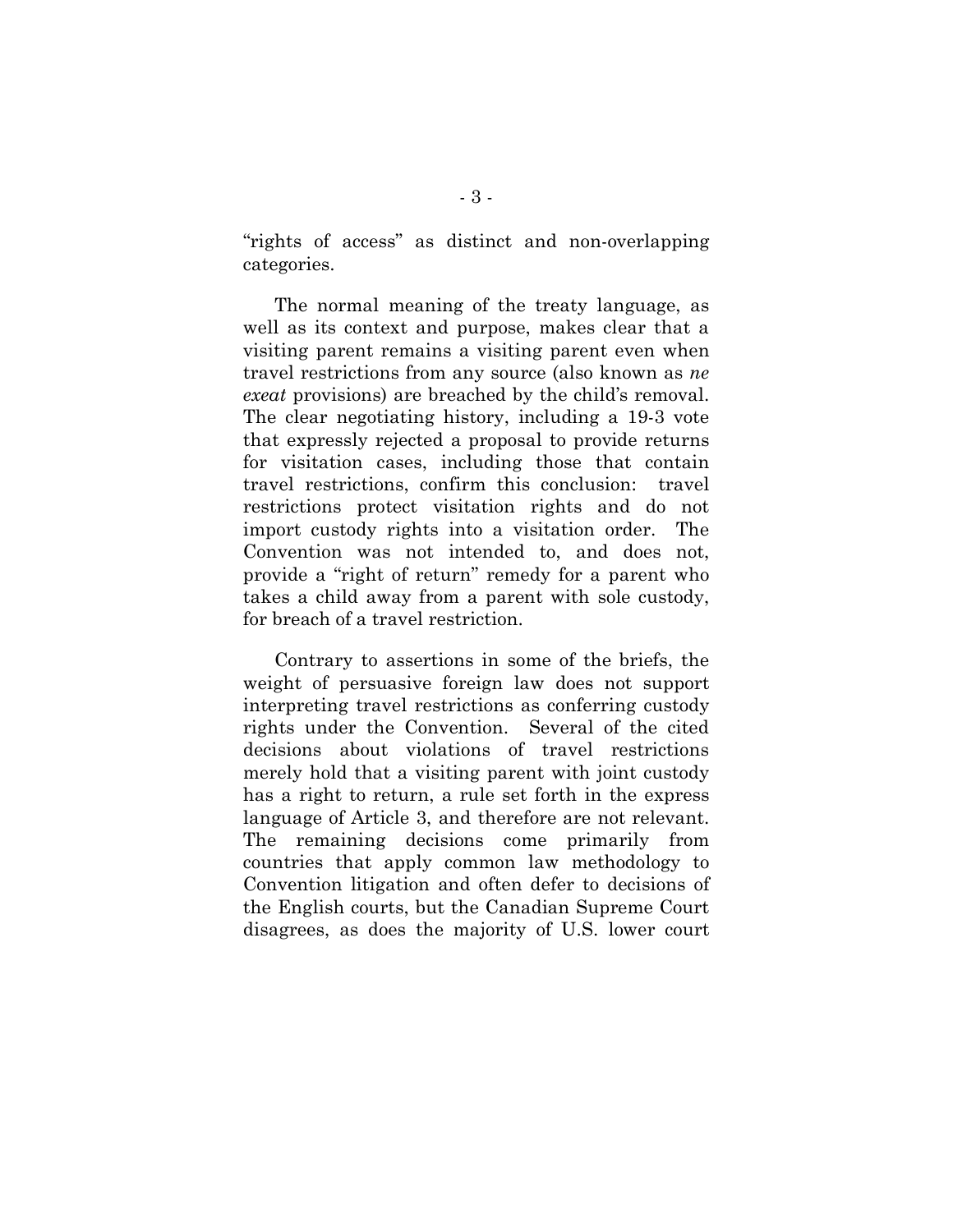"rights of access" as distinct and non-overlapping categories.

The normal meaning of the treaty language, as well as its context and purpose, makes clear that a visiting parent remains a visiting parent even when travel restrictions from any source (also known as *ne exeat* provisions) are breached by the child's removal. The clear negotiating history, including a 19-3 vote that expressly rejected a proposal to provide returns for visitation cases, including those that contain travel restrictions, confirm this conclusion: travel restrictions protect visitation rights and do not import custody rights into a visitation order. The Convention was not intended to, and does not, provide a "right of return" remedy for a parent who takes a child away from a parent with sole custody, for breach of a travel restriction.

Contrary to assertions in some of the briefs, the weight of persuasive foreign law does not support interpreting travel restrictions as conferring custody rights under the Convention. Several of the cited decisions about violations of travel restrictions merely hold that a visiting parent with joint custody has a right to return, a rule set forth in the express language of Article 3, and therefore are not relevant. The remaining decisions come primarily from countries that apply common law methodology to Convention litigation and often defer to decisions of the English courts, but the Canadian Supreme Court disagrees, as does the majority of U.S. lower court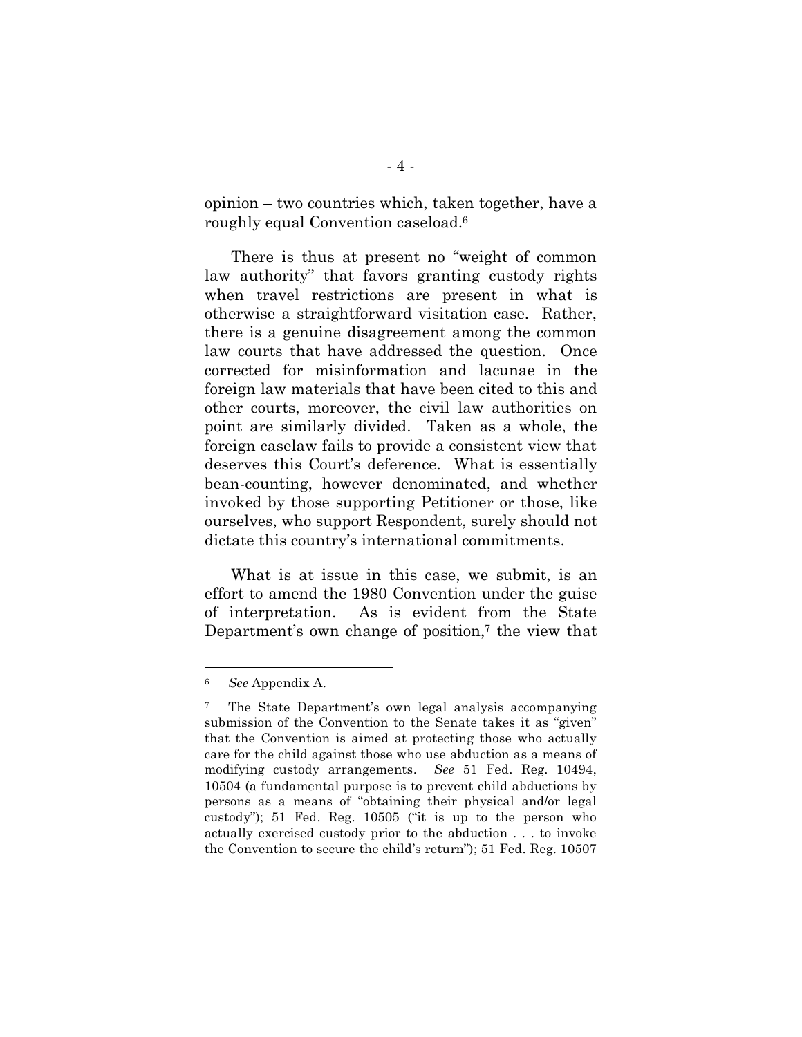opinion – two countries which, taken together, have a roughly equal Convention caseload.[6]

There is thus at present no "weight of common law authority" that favors granting custody rights when travel restrictions are present in what is otherwise a straightforward visitation case. Rather, there is a genuine disagreement among the common law courts that have addressed the question. Once corrected for misinformation and lacunae in the foreign law materials that have been cited to this and other courts, moreover, the civil law authorities on point are similarly divided. Taken as a whole, the foreign caselaw fails to provide a consistent view that deserves this Court's deference. What is essentially bean-counting, however denominated, and whether invoked by those supporting Petitioner or those, like ourselves, who support Respondent, surely should not dictate this country's international commitments.

What is at issue in this case, we submit, is an effort to amend the 1980 Convention under the guise of interpretation. As is evident from the State Department's own change of position,[7] the view that

---

[6] *See* Appendix A.

[7] The State Department's own legal analysis accompanying submission of the Convention to the Senate takes it as "given" that the Convention is aimed at protecting those who actually care for the child against those who use abduction as a means of modifying custody arrangements. *See* 51 Fed. Reg. 10494, 10504 (a fundamental purpose is to prevent child abductions by persons as a means of "obtaining their physical and/or legal custody"); 51 Fed. Reg. 10505 ("it is up to the person who actually exercised custody prior to the abduction . . . to invoke the Convention to secure the child's return"); 51 Fed. Reg. 10507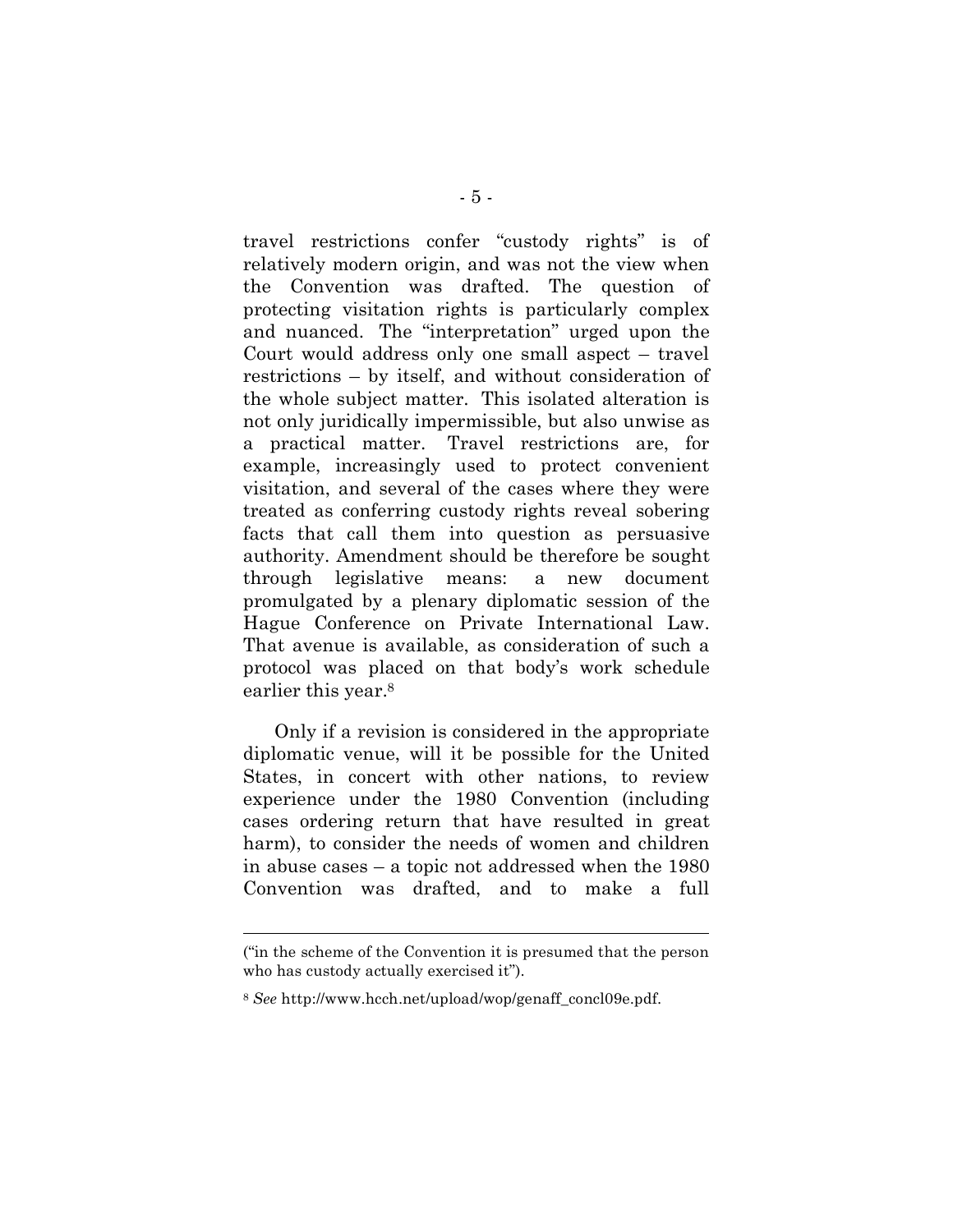travel restrictions confer "custody rights" is of relatively modern origin, and was not the view when the Convention was drafted. The question of protecting visitation rights is particularly complex and nuanced. The "interpretation" urged upon the Court would address only one small aspect – travel restrictions – by itself, and without consideration of the whole subject matter. This isolated alteration is not only juridically impermissible, but also unwise as a practical matter. Travel restrictions are, for example, increasingly used to protect convenient visitation, and several of the cases where they were treated as conferring custody rights reveal sobering facts that call them into question as persuasive authority. Amendment should be therefore be sought through legislative means: a new document promulgated by a plenary diplomatic session of the Hague Conference on Private International Law. That avenue is available, as consideration of such a protocol was placed on that body's work schedule earlier this year.[8]

Only if a revision is considered in the appropriate diplomatic venue, will it be possible for the United States, in concert with other nations, to review experience under the 1980 Convention (including cases ordering return that have resulted in great harm), to consider the needs of women and children in abuse cases – a topic not addressed when the 1980 Convention was drafted, and to make a full

---

("in the scheme of the Convention it is presumed that the person who has custody actually exercised it").

[8] *See* http://www.hcch.net/upload/wop/genaff_concl09e.pdf.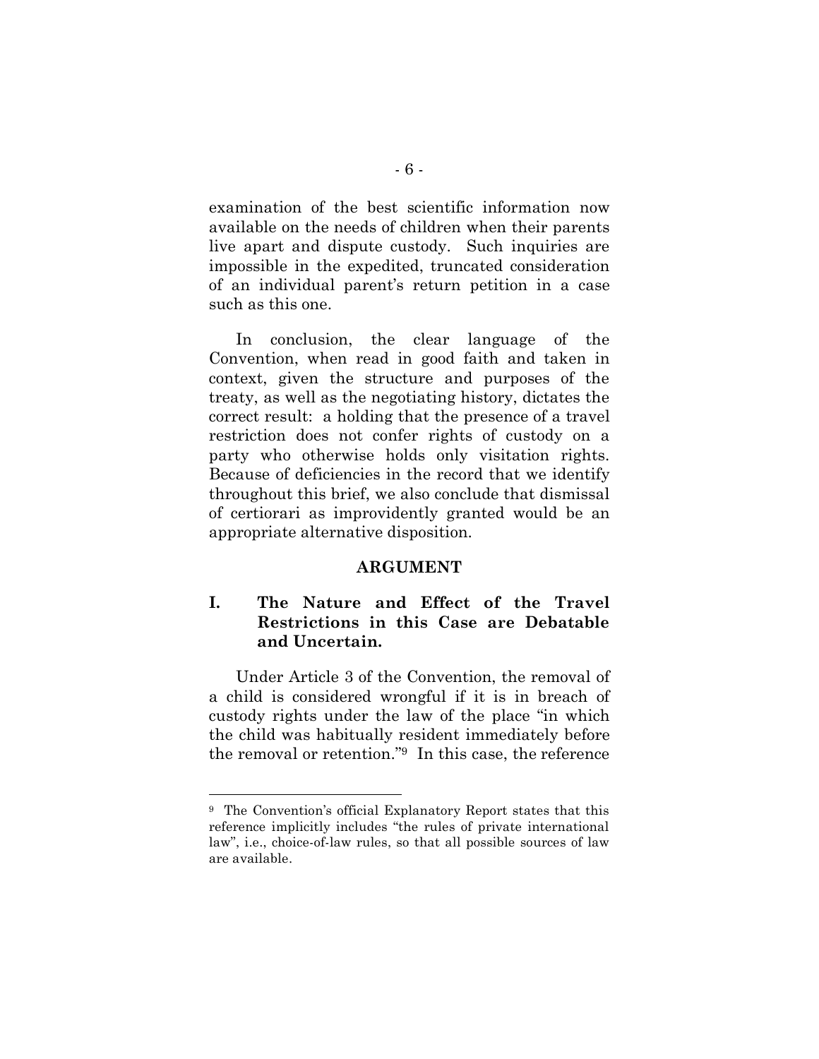examination of the best scientific information now available on the needs of children when their parents live apart and dispute custody. Such inquiries are impossible in the expedited, truncated consideration of an individual parent's return petition in a case such as this one.

In conclusion, the clear language of the Convention, when read in good faith and taken in context, given the structure and purposes of the treaty, as well as the negotiating history, dictates the correct result: a holding that the presence of a travel restriction does not confer rights of custody on a party who otherwise holds only visitation rights. Because of deficiencies in the record that we identify throughout this brief, we also conclude that dismissal of certiorari as improvidently granted would be an appropriate alternative disposition.

## ARGUMENT

### I. The Nature and Effect of the Travel Restrictions in this Case are Debatable and Uncertain.

Under Article 3 of the Convention, the removal of a child is considered wrongful if it is in breach of custody rights under the law of the place "in which the child was habitually resident immediately before the removal or retention."[9] In this case, the reference

---

[9] The Convention's official Explanatory Report states that this reference implicitly includes "the rules of private international law", i.e., choice-of-law rules, so that all possible sources of law are available.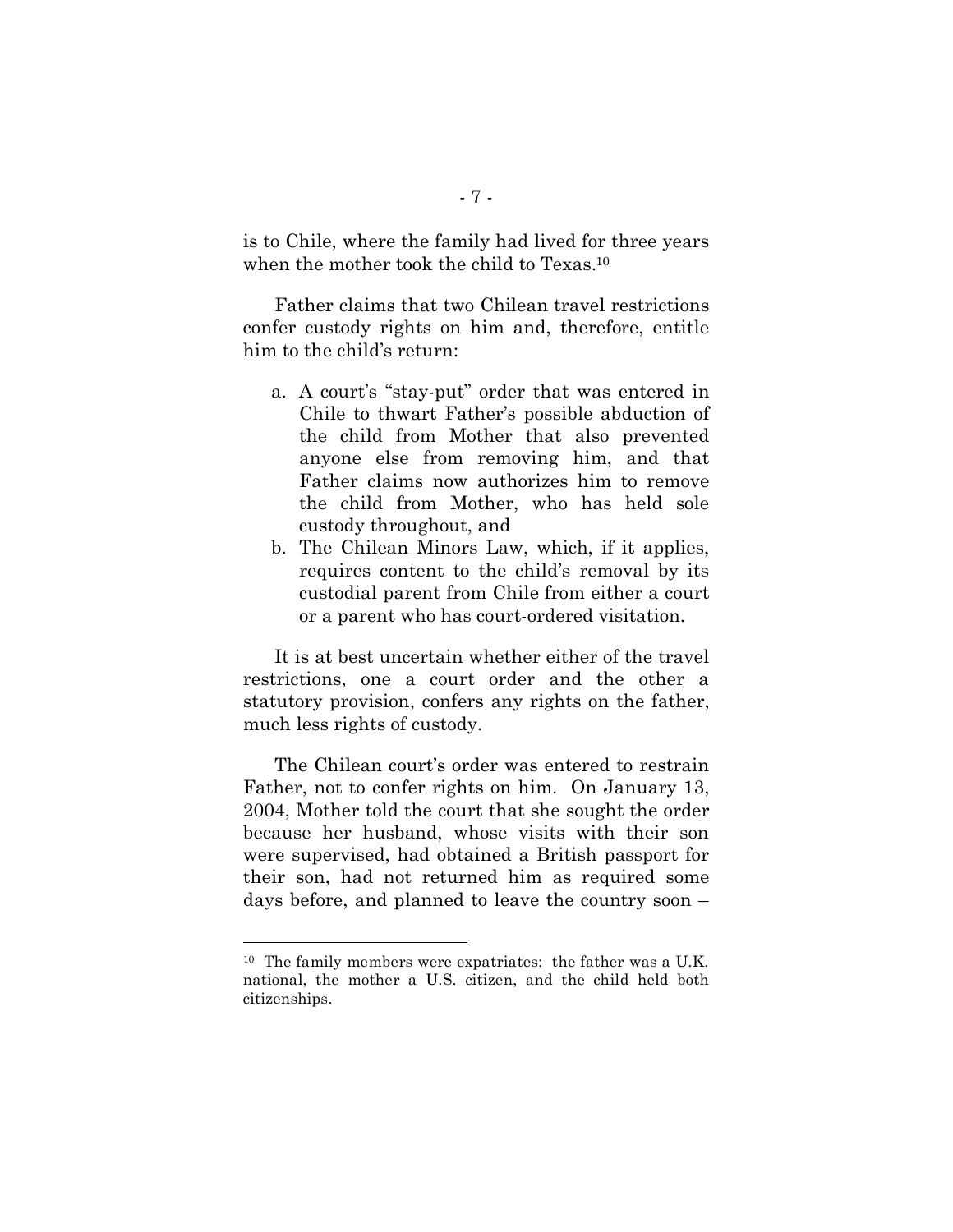is to Chile, where the family had lived for three years when the mother took the child to Texas.[10]

Father claims that two Chilean travel restrictions confer custody rights on him and, therefore, entitle him to the child's return:

a. A court's "stay-put" order that was entered in Chile to thwart Father's possible abduction of the child from Mother that also prevented anyone else from removing him, and that Father claims now authorizes him to remove the child from Mother, who has held sole custody throughout, and
b. The Chilean Minors Law, which, if it applies, requires content to the child's removal by its custodial parent from Chile from either a court or a parent who has court-ordered visitation.

It is at best uncertain whether either of the travel restrictions, one a court order and the other a statutory provision, confers any rights on the father, much less rights of custody.

The Chilean court's order was entered to restrain Father, not to confer rights on him. On January 13, 2004, Mother told the court that she sought the order because her husband, whose visits with their son were supervised, had obtained a British passport for their son, had not returned him as required some days before, and planned to leave the country soon –

[10] The family members were expatriates: the father was a U.K. national, the mother a U.S. citizen, and the child held both citizenships.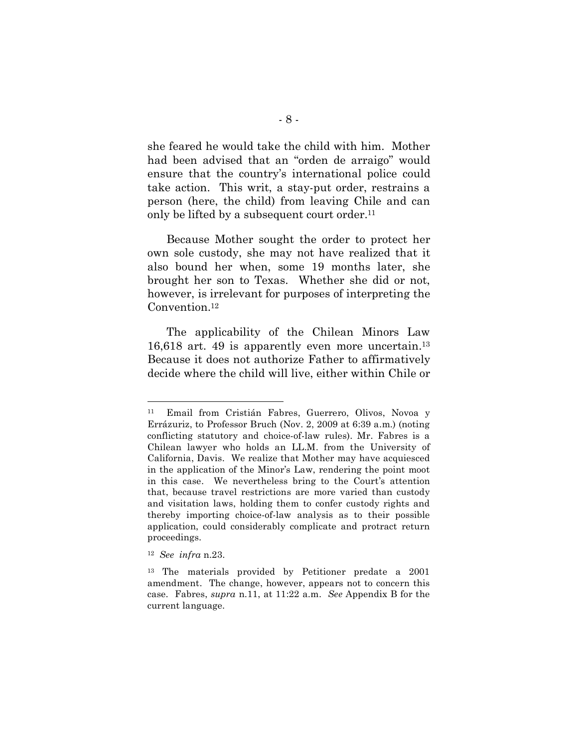she feared he would take the child with him. Mother had been advised that an "orden de arraigo" would ensure that the country's international police could take action. This writ, a stay-put order, restrains a person (here, the child) from leaving Chile and can only be lifted by a subsequent court order.[11]

Because Mother sought the order to protect her own sole custody, she may not have realized that it also bound her when, some 19 months later, she brought her son to Texas. Whether she did or not, however, is irrelevant for purposes of interpreting the Convention.[12]

The applicability of the Chilean Minors Law 16,618 art. 49 is apparently even more uncertain.[13] Because it does not authorize Father to affirmatively decide where the child will live, either within Chile or

---

[11] Email from Cristián Fabres, Guerrero, Olivos, Novoa y Errázuriz, to Professor Bruch (Nov. 2, 2009 at 6:39 a.m.) (noting conflicting statutory and choice-of-law rules). Mr. Fabres is a Chilean lawyer who holds an LL.M. from the University of California, Davis. We realize that Mother may have acquiesced in the application of the Minor's Law, rendering the point moot in this case. We nevertheless bring to the Court's attention that, because travel restrictions are more varied than custody and visitation laws, holding them to confer custody rights and thereby importing choice-of-law analysis as to their possible application, could considerably complicate and protract return proceedings.

[12] *See infra* n.23.

[13] The materials provided by Petitioner predate a 2001 amendment. The change, however, appears not to concern this case. Fabres, *supra* n.11, at 11:22 a.m. *See* Appendix B for the current language.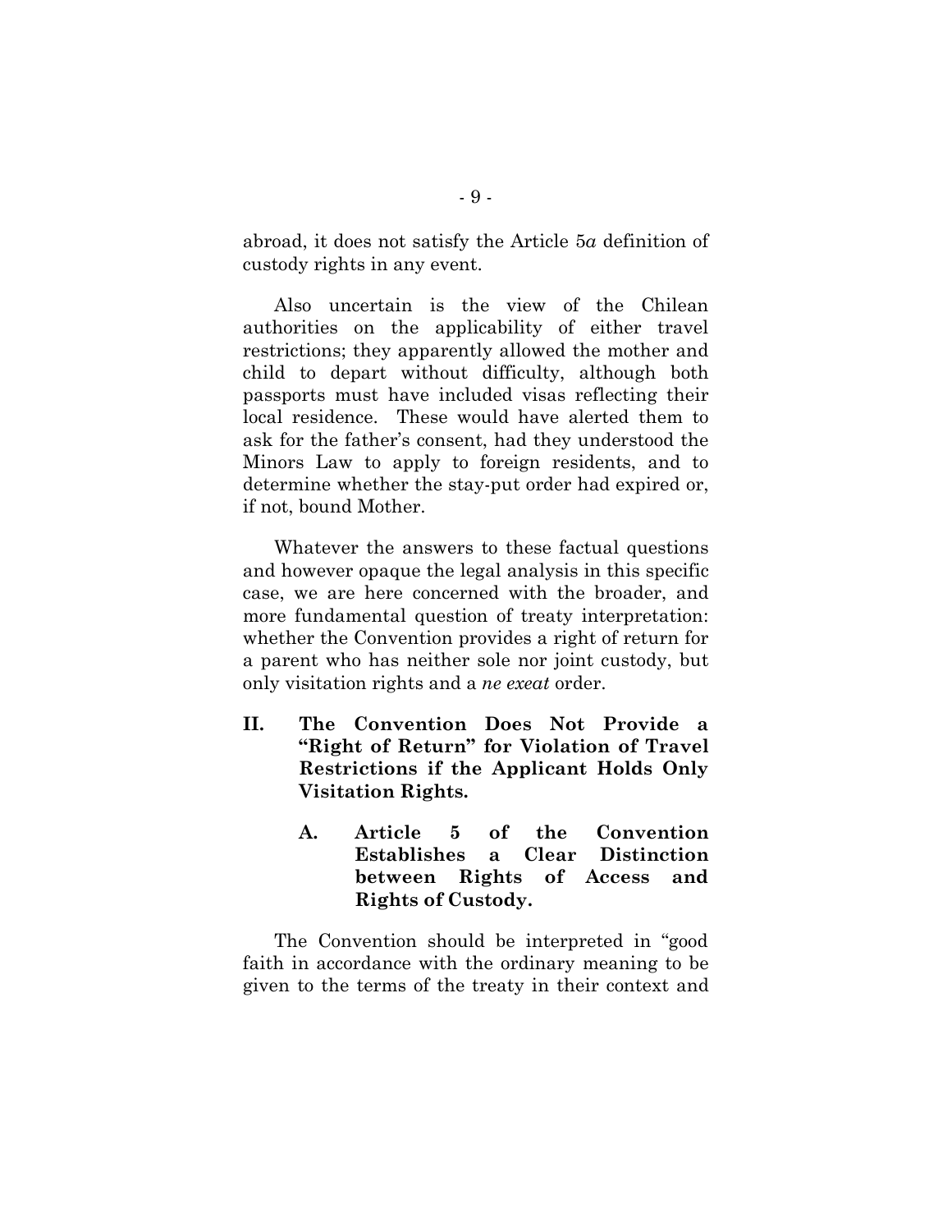abroad, it does not satisfy the Article 5*a* definition of custody rights in any event.

Also uncertain is the view of the Chilean authorities on the applicability of either travel restrictions; they apparently allowed the mother and child to depart without difficulty, although both passports must have included visas reflecting their local residence. These would have alerted them to ask for the father's consent, had they understood the Minors Law to apply to foreign residents, and to determine whether the stay-put order had expired or, if not, bound Mother.

Whatever the answers to these factual questions and however opaque the legal analysis in this specific case, we are here concerned with the broader, and more fundamental question of treaty interpretation: whether the Convention provides a right of return for a parent who has neither sole nor joint custody, but only visitation rights and a *ne exeat* order.

## II. The Convention Does Not Provide a "Right of Return" for Violation of Travel Restrictions if the Applicant Holds Only Visitation Rights.

### A. Article 5 of the Convention Establishes a Clear Distinction between Rights of Access and Rights of Custody.

The Convention should be interpreted in "good faith in accordance with the ordinary meaning to be given to the terms of the treaty in their context and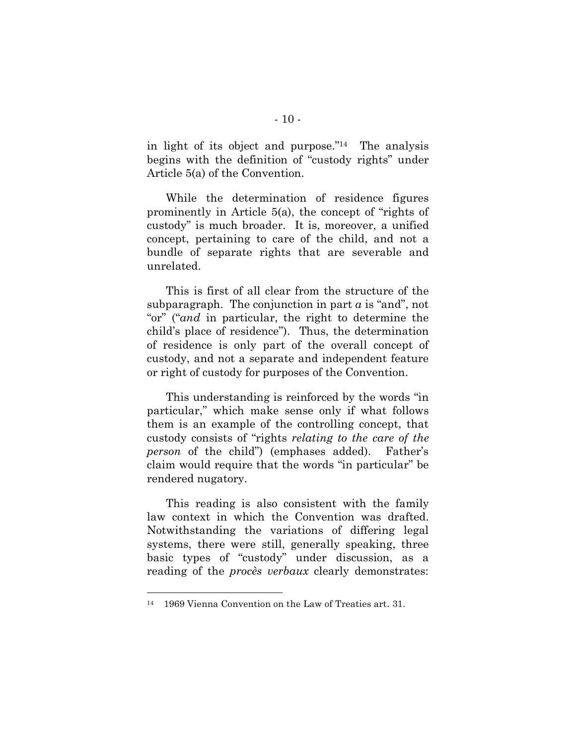in light of its object and purpose."[14] The analysis begins with the definition of "custody rights" under Article 5(a) of the Convention.

While the determination of residence figures prominently in Article 5(a), the concept of "rights of custody" is much broader. It is, moreover, a unified concept, pertaining to care of the child, and not a bundle of separate rights that are severable and unrelated.

This is first of all clear from the structure of the subparagraph. The conjunction in part *a* is "and", not "or" ("*and* in particular, the right to determine the child's place of residence"). Thus, the determination of residence is only part of the overall concept of custody, and not a separate and independent feature or right of custody for purposes of the Convention.

This understanding is reinforced by the words "in particular," which make sense only if what follows them is an example of the controlling concept, that custody consists of "rights *relating to the care of the person* of the child") (emphases added). Father's claim would require that the words "in particular" be rendered nugatory.

This reading is also consistent with the family law context in which the Convention was drafted. Notwithstanding the variations of differing legal systems, there were still, generally speaking, three basic types of "custody" under discussion, as a reading of the *procès verbaux* clearly demonstrates:

---

[14] 1969 Vienna Convention on the Law of Treaties art. 31.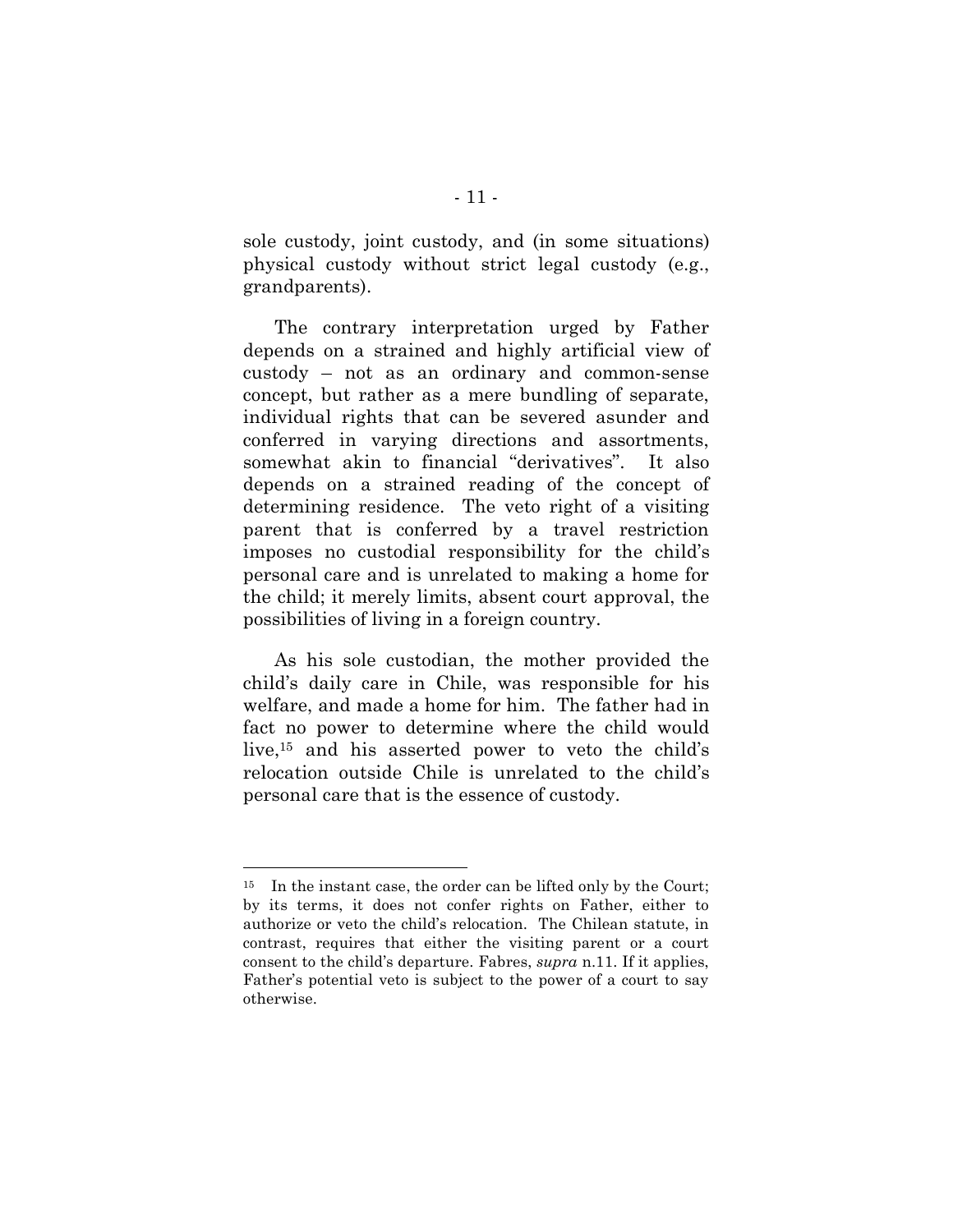sole custody, joint custody, and (in some situations) physical custody without strict legal custody (e.g., grandparents).

The contrary interpretation urged by Father depends on a strained and highly artificial view of custody – not as an ordinary and common-sense concept, but rather as a mere bundling of separate, individual rights that can be severed asunder and conferred in varying directions and assortments, somewhat akin to financial "derivatives". It also depends on a strained reading of the concept of determining residence. The veto right of a visiting parent that is conferred by a travel restriction imposes no custodial responsibility for the child's personal care and is unrelated to making a home for the child; it merely limits, absent court approval, the possibilities of living in a foreign country.

As his sole custodian, the mother provided the child's daily care in Chile, was responsible for his welfare, and made a home for him. The father had in fact no power to determine where the child would live,[15] and his asserted power to veto the child's relocation outside Chile is unrelated to the child's personal care that is the essence of custody.

---

[15] In the instant case, the order can be lifted only by the Court; by its terms, it does not confer rights on Father, either to authorize or veto the child's relocation. The Chilean statute, in contrast, requires that either the visiting parent or a court consent to the child's departure. Fabres, *supra* n.11. If it applies, Father's potential veto is subject to the power of a court to say otherwise.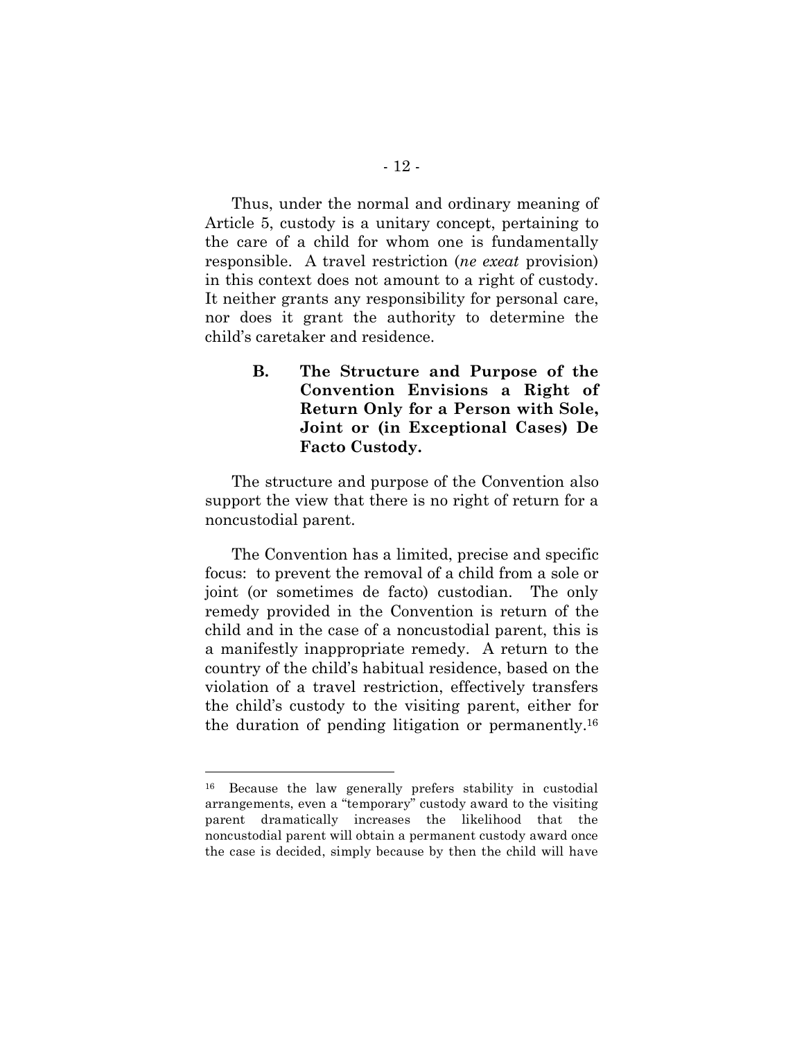Thus, under the normal and ordinary meaning of Article 5, custody is a unitary concept, pertaining to the care of a child for whom one is fundamentally responsible. A travel restriction (*ne exeat* provision) in this context does not amount to a right of custody. It neither grants any responsibility for personal care, nor does it grant the authority to determine the child's caretaker and residence.

### B. The Structure and Purpose of the Convention Envisions a Right of Return Only for a Person with Sole, Joint or (in Exceptional Cases) De Facto Custody.

The structure and purpose of the Convention also support the view that there is no right of return for a noncustodial parent.

The Convention has a limited, precise and specific focus: to prevent the removal of a child from a sole or joint (or sometimes de facto) custodian. The only remedy provided in the Convention is return of the child and in the case of a noncustodial parent, this is a manifestly inappropriate remedy. A return to the country of the child's habitual residence, based on the violation of a travel restriction, effectively transfers the child's custody to the visiting parent, either for the duration of pending litigation or permanently.[16]

---

[16] Because the law generally prefers stability in custodial arrangements, even a "temporary" custody award to the visiting parent dramatically increases the likelihood that the noncustodial parent will obtain a permanent custody award once the case is decided, simply because by then the child will have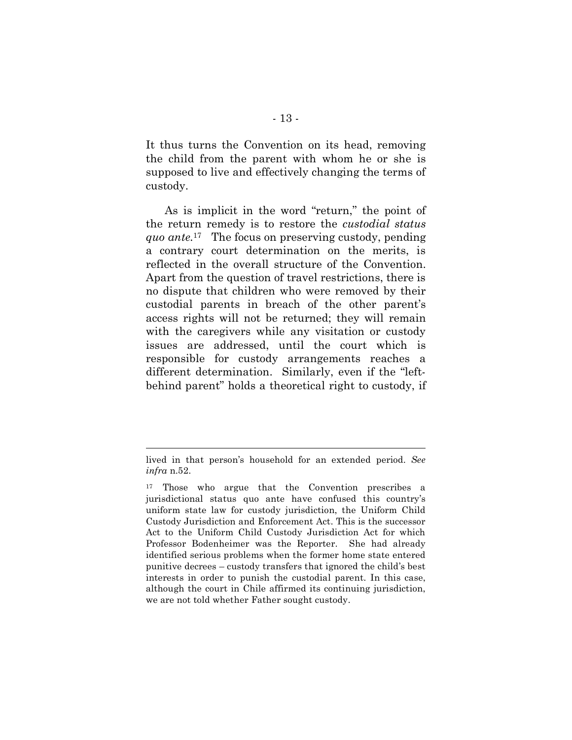It thus turns the Convention on its head, removing the child from the parent with whom he or she is supposed to live and effectively changing the terms of custody.

As is implicit in the word "return," the point of the return remedy is to restore the *custodial status quo ante.*[17] The focus on preserving custody, pending a contrary court determination on the merits, is reflected in the overall structure of the Convention. Apart from the question of travel restrictions, there is no dispute that children who were removed by their custodial parents in breach of the other parent's access rights will not be returned; they will remain with the caregivers while any visitation or custody issues are addressed, until the court which is responsible for custody arrangements reaches a different determination. Similarly, even if the "left-behind parent" holds a theoretical right to custody, if

---

lived in that person's household for an extended period. *See infra* n.52.

[17] Those who argue that the Convention prescribes a jurisdictional status quo ante have confused this country's uniform state law for custody jurisdiction, the Uniform Child Custody Jurisdiction and Enforcement Act. This is the successor Act to the Uniform Child Custody Jurisdiction Act for which Professor Bodenheimer was the Reporter. She had already identified serious problems when the former home state entered punitive decrees – custody transfers that ignored the child's best interests in order to punish the custodial parent. In this case, although the court in Chile affirmed its continuing jurisdiction, we are not told whether Father sought custody.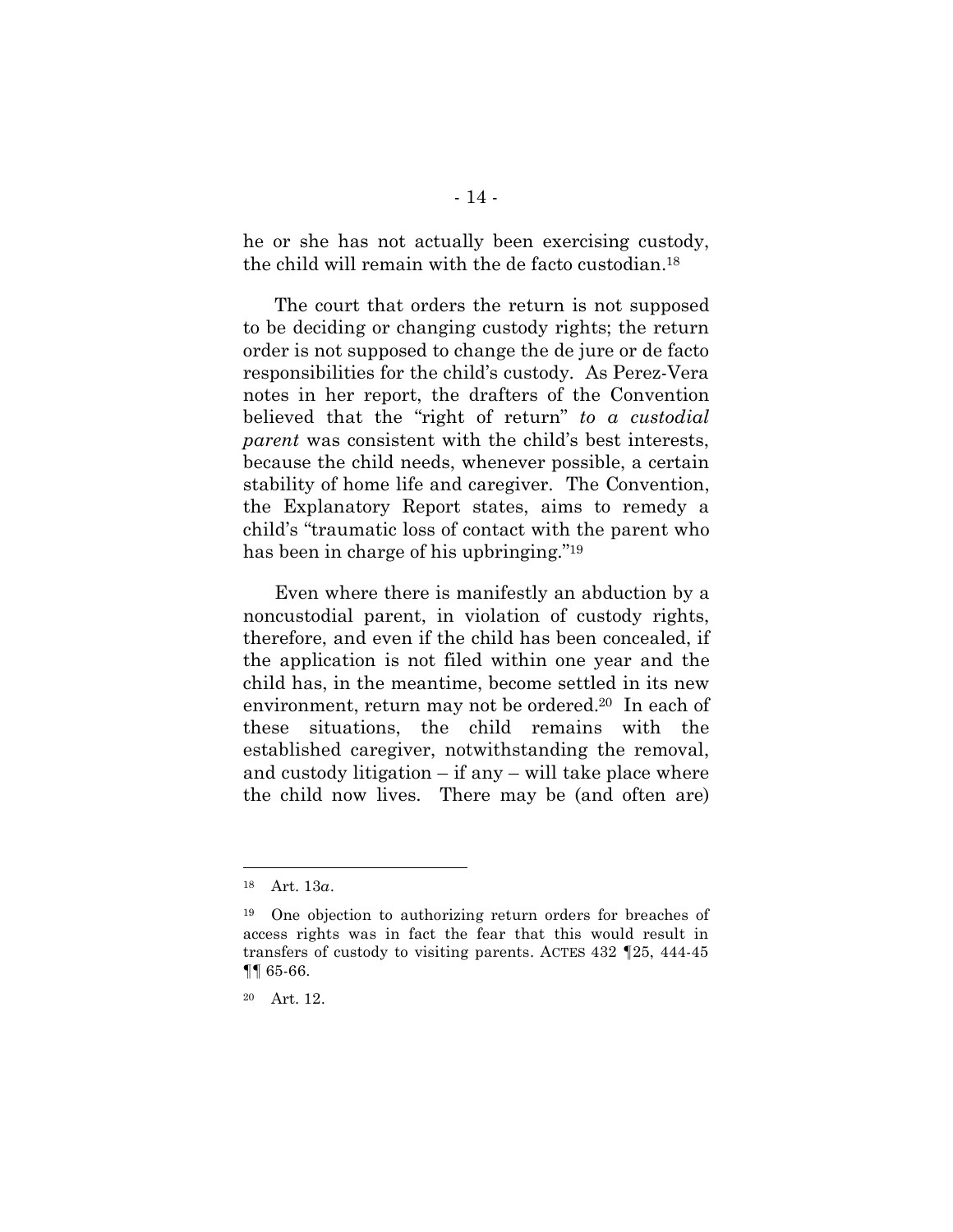he or she has not actually been exercising custody, the child will remain with the de facto custodian.[18]

The court that orders the return is not supposed to be deciding or changing custody rights; the return order is not supposed to change the de jure or de facto responsibilities for the child's custody. As Perez-Vera notes in her report, the drafters of the Convention believed that the "right of return" *to a custodial parent* was consistent with the child's best interests, because the child needs, whenever possible, a certain stability of home life and caregiver. The Convention, the Explanatory Report states, aims to remedy a child's "traumatic loss of contact with the parent who has been in charge of his upbringing."[19]

Even where there is manifestly an abduction by a noncustodial parent, in violation of custody rights, therefore, and even if the child has been concealed, if the application is not filed within one year and the child has, in the meantime, become settled in its new environment, return may not be ordered.[20] In each of these situations, the child remains with the established caregiver, notwithstanding the removal, and custody litigation – if any – will take place where the child now lives. There may be (and often are)

---

[18] Art. 13*a*.

[19] One objection to authorizing return orders for breaches of access rights was in fact the fear that this would result in transfers of custody to visiting parents. ACTES 432 ¶25, 444-45 ¶¶ 65-66.

[20] Art. 12.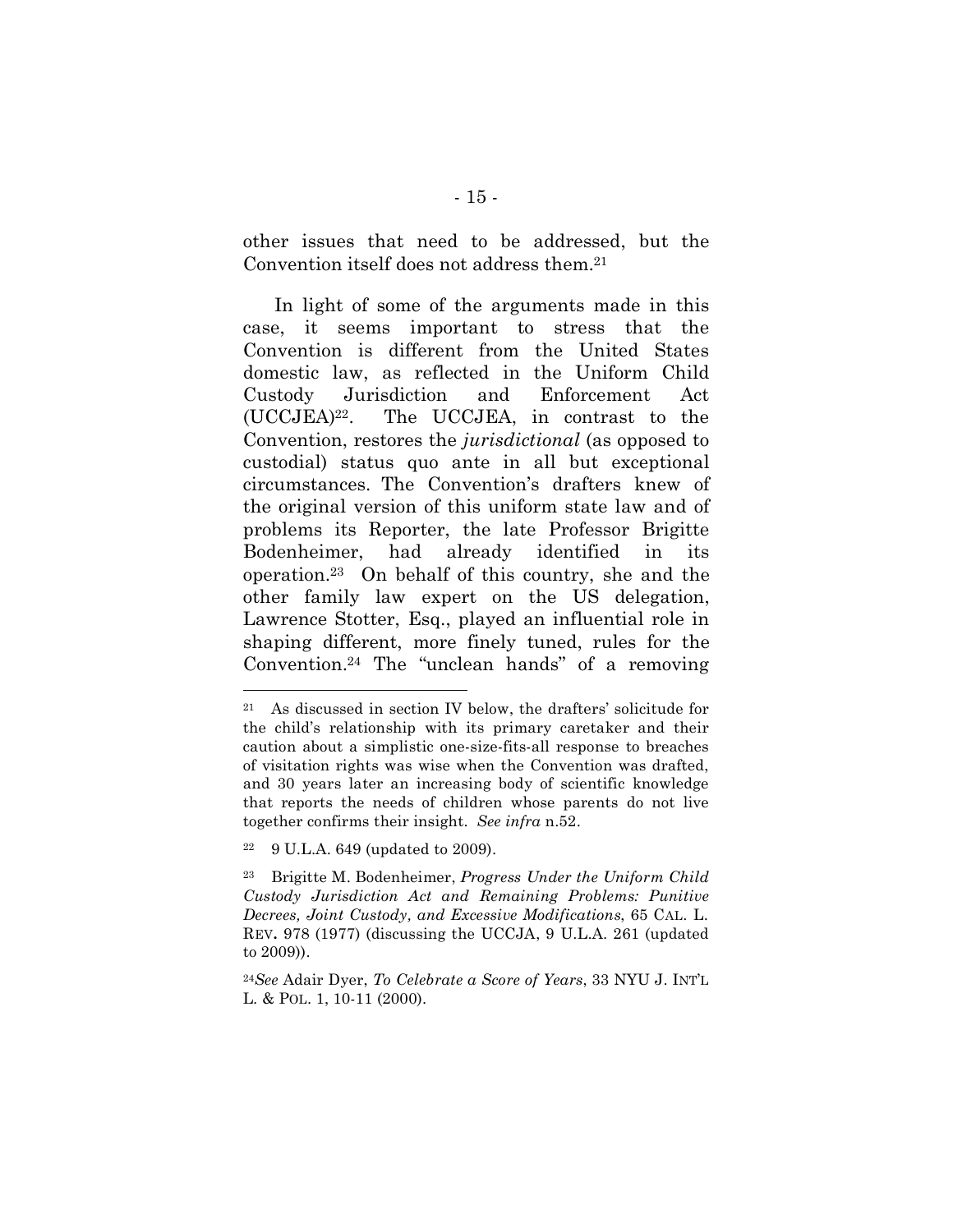other issues that need to be addressed, but the Convention itself does not address them.[21]

In light of some of the arguments made in this case, it seems important to stress that the Convention is different from the United States domestic law, as reflected in the Uniform Child Custody Jurisdiction and Enforcement Act (UCCJEA)[22]. The UCCJEA, in contrast to the Convention, restores the *jurisdictional* (as opposed to custodial) status quo ante in all but exceptional circumstances. The Convention's drafters knew of the original version of this uniform state law and of problems its Reporter, the late Professor Brigitte Bodenheimer, had already identified in its operation.[23] On behalf of this country, she and the other family law expert on the US delegation, Lawrence Stotter, Esq., played an influential role in shaping different, more finely tuned, rules for the Convention.[24] The "unclean hands" of a removing

---

[21] As discussed in section IV below, the drafters' solicitude for the child's relationship with its primary caretaker and their caution about a simplistic one-size-fits-all response to breaches of visitation rights was wise when the Convention was drafted, and 30 years later an increasing body of scientific knowledge that reports the needs of children whose parents do not live together confirms their insight. *See infra* n.52.

[22] 9 U.L.A. 649 (updated to 2009).

[23] Brigitte M. Bodenheimer, *Progress Under the Uniform Child Custody Jurisdiction Act and Remaining Problems: Punitive Decrees, Joint Custody, and Excessive Modifications*, 65 CAL. L. REV. 978 (1977) (discussing the UCCJA, 9 U.L.A. 261 (updated to 2009)).

[24] *See* Adair Dyer, *To Celebrate a Score of Years*, 33 NYU J. INT'L L. & POL. 1, 10-11 (2000).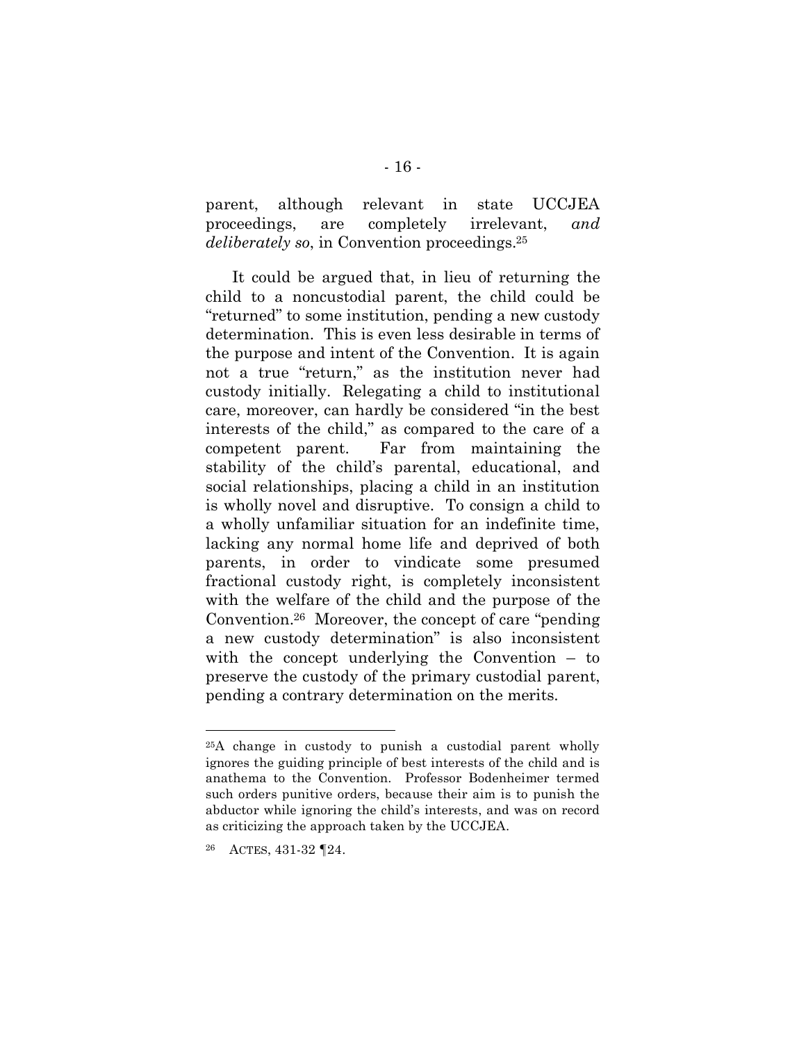parent, although relevant in state UCCJEA proceedings, are completely irrelevant, *and deliberately so*, in Convention proceedings.[25]

It could be argued that, in lieu of returning the child to a noncustodial parent, the child could be "returned" to some institution, pending a new custody determination. This is even less desirable in terms of the purpose and intent of the Convention. It is again not a true "return," as the institution never had custody initially. Relegating a child to institutional care, moreover, can hardly be considered "in the best interests of the child," as compared to the care of a competent parent. Far from maintaining the stability of the child's parental, educational, and social relationships, placing a child in an institution is wholly novel and disruptive. To consign a child to a wholly unfamiliar situation for an indefinite time, lacking any normal home life and deprived of both parents, in order to vindicate some presumed fractional custody right, is completely inconsistent with the welfare of the child and the purpose of the Convention.[26] Moreover, the concept of care "pending a new custody determination" is also inconsistent with the concept underlying the Convention – to preserve the custody of the primary custodial parent, pending a contrary determination on the merits.

---

[25]A change in custody to punish a custodial parent wholly ignores the guiding principle of best interests of the child and is anathema to the Convention. Professor Bodenheimer termed such orders punitive orders, because their aim is to punish the abductor while ignoring the child's interests, and was on record as criticizing the approach taken by the UCCJEA.

[26] ACTES, 431-32 ¶24.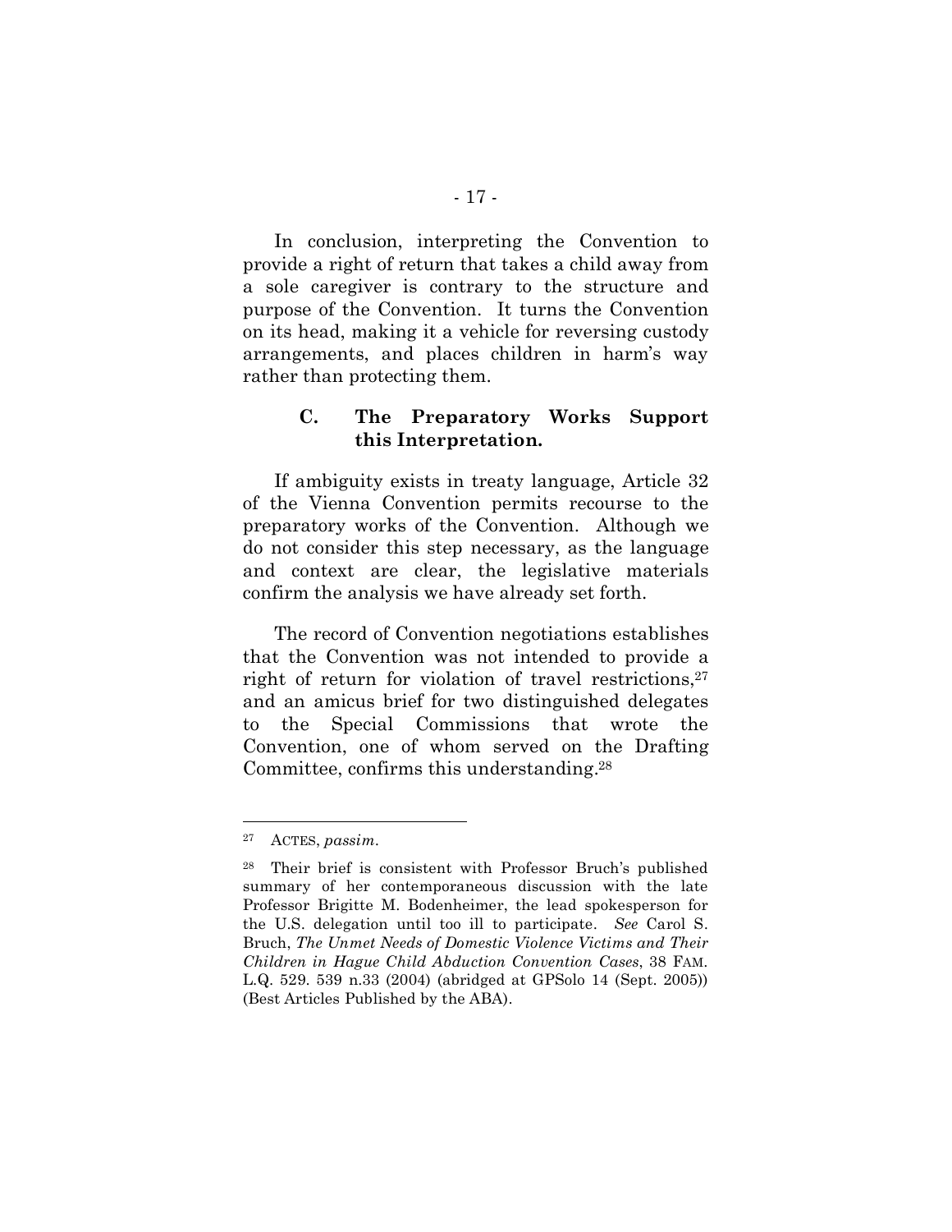In conclusion, interpreting the Convention to provide a right of return that takes a child away from a sole caregiver is contrary to the structure and purpose of the Convention. It turns the Convention on its head, making it a vehicle for reversing custody arrangements, and places children in harm's way rather than protecting them.

### C. The Preparatory Works Support this Interpretation.

If ambiguity exists in treaty language, Article 32 of the Vienna Convention permits recourse to the preparatory works of the Convention. Although we do not consider this step necessary, as the language and context are clear, the legislative materials confirm the analysis we have already set forth.

The record of Convention negotiations establishes that the Convention was not intended to provide a right of return for violation of travel restrictions,[27] and an amicus brief for two distinguished delegates to the Special Commissions that wrote the Convention, one of whom served on the Drafting Committee, confirms this understanding.[28]

---

[27] ACTES, *passim*.

[28] Their brief is consistent with Professor Bruch's published summary of her contemporaneous discussion with the late Professor Brigitte M. Bodenheimer, the lead spokesperson for the U.S. delegation until too ill to participate. *See* Carol S. Bruch, *The Unmet Needs of Domestic Violence Victims and Their Children in Hague Child Abduction Convention Cases*, 38 FAM. L.Q. 529. 539 n.33 (2004) (abridged at GPSolo 14 (Sept. 2005)) (Best Articles Published by the ABA).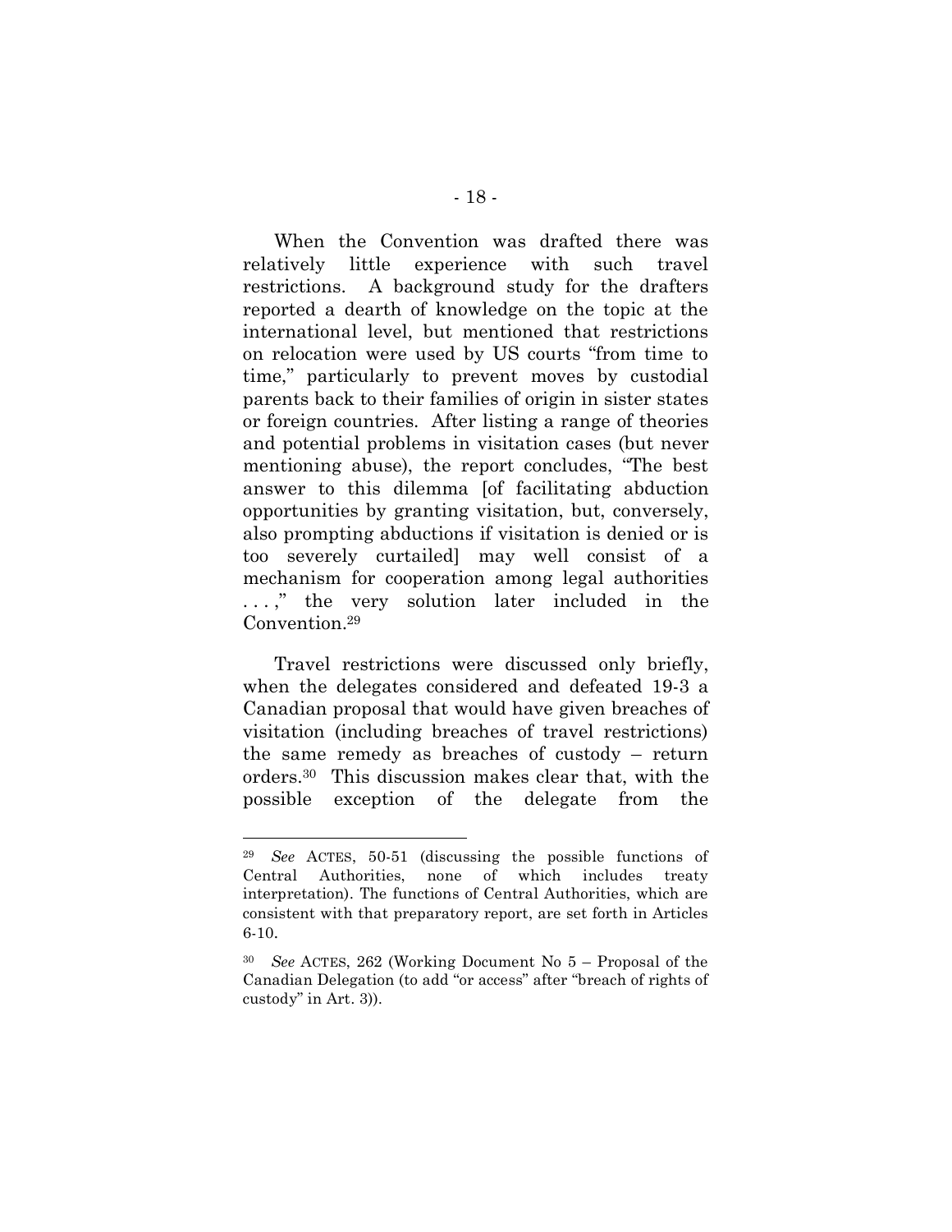When the Convention was drafted there was relatively little experience with such travel restrictions. A background study for the drafters reported a dearth of knowledge on the topic at the international level, but mentioned that restrictions on relocation were used by US courts "from time to time," particularly to prevent moves by custodial parents back to their families of origin in sister states or foreign countries. After listing a range of theories and potential problems in visitation cases (but never mentioning abuse), the report concludes, "The best answer to this dilemma [of facilitating abduction opportunities by granting visitation, but, conversely, also prompting abductions if visitation is denied or is too severely curtailed] may well consist of a mechanism for cooperation among legal authorities . . . ," the very solution later included in the Convention.[29]

Travel restrictions were discussed only briefly, when the delegates considered and defeated 19-3 a Canadian proposal that would have given breaches of visitation (including breaches of travel restrictions) the same remedy as breaches of custody – return orders.[30] This discussion makes clear that, with the possible exception of the delegate from the

---

[29] *See* ACTES, 50-51 (discussing the possible functions of Central Authorities, none of which includes treaty interpretation). The functions of Central Authorities, which are consistent with that preparatory report, are set forth in Articles 6-10.

[30] *See* ACTES, 262 (Working Document No 5 – Proposal of the Canadian Delegation (to add "or access" after "breach of rights of custody" in Art. 3)).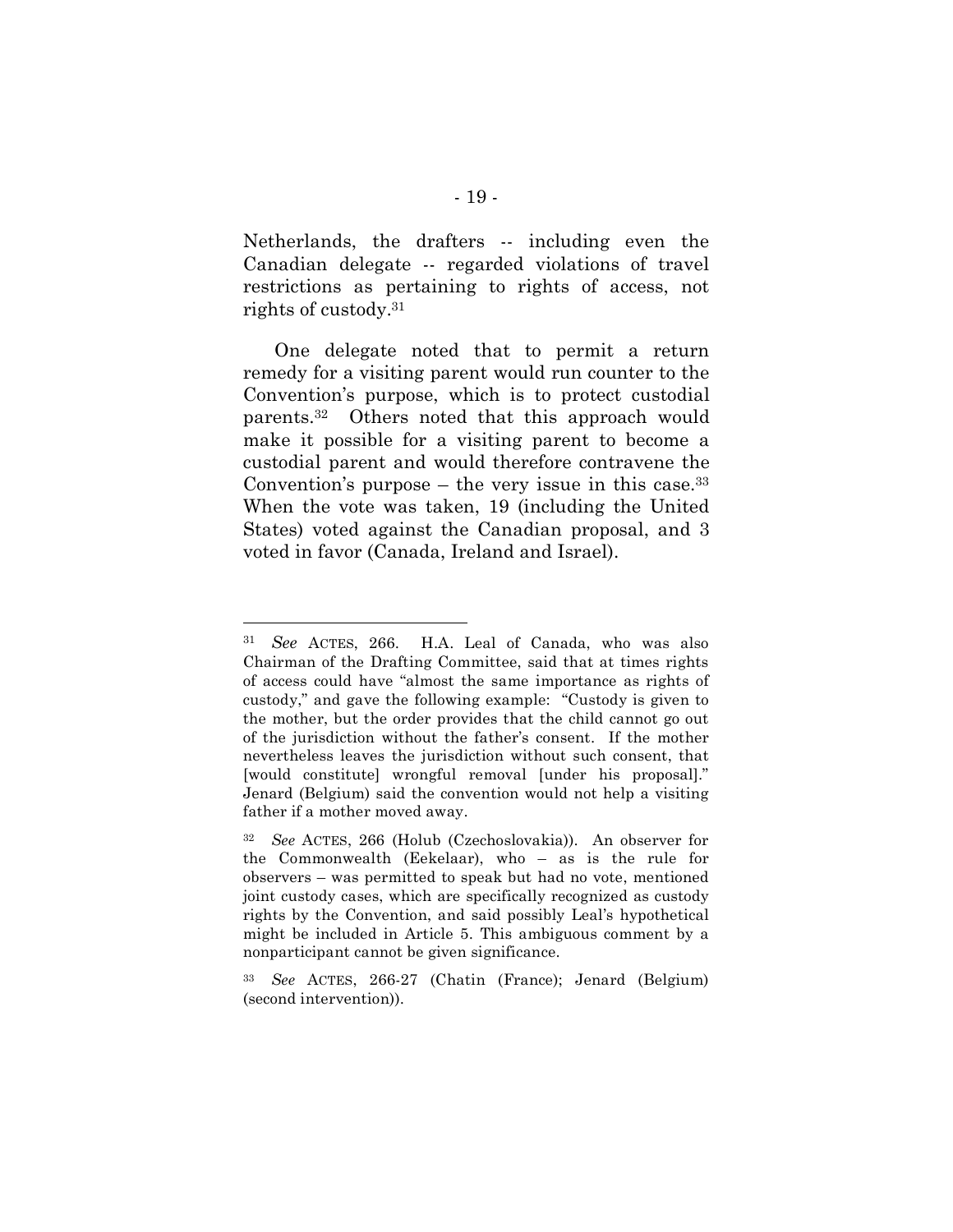Netherlands, the drafters -- including even the Canadian delegate -- regarded violations of travel restrictions as pertaining to rights of access, not rights of custody.[31]

One delegate noted that to permit a return remedy for a visiting parent would run counter to the Convention's purpose, which is to protect custodial parents.[32] Others noted that this approach would make it possible for a visiting parent to become a custodial parent and would therefore contravene the Convention's purpose – the very issue in this case.[33] When the vote was taken, 19 (including the United States) voted against the Canadian proposal, and 3 voted in favor (Canada, Ireland and Israel).

---

[31] *See* ACTES, 266. H.A. Leal of Canada, who was also Chairman of the Drafting Committee, said that at times rights of access could have "almost the same importance as rights of custody," and gave the following example: "Custody is given to the mother, but the order provides that the child cannot go out of the jurisdiction without the father's consent. If the mother nevertheless leaves the jurisdiction without such consent, that [would constitute] wrongful removal [under his proposal]." Jenard (Belgium) said the convention would not help a visiting father if a mother moved away.

[32] *See* ACTES, 266 (Holub (Czechoslovakia)). An observer for the Commonwealth (Eekelaar), who – as is the rule for observers – was permitted to speak but had no vote, mentioned joint custody cases, which are specifically recognized as custody rights by the Convention, and said possibly Leal's hypothetical might be included in Article 5. This ambiguous comment by a nonparticipant cannot be given significance.

[33] *See* ACTES, 266-27 (Chatin (France); Jenard (Belgium) (second intervention)).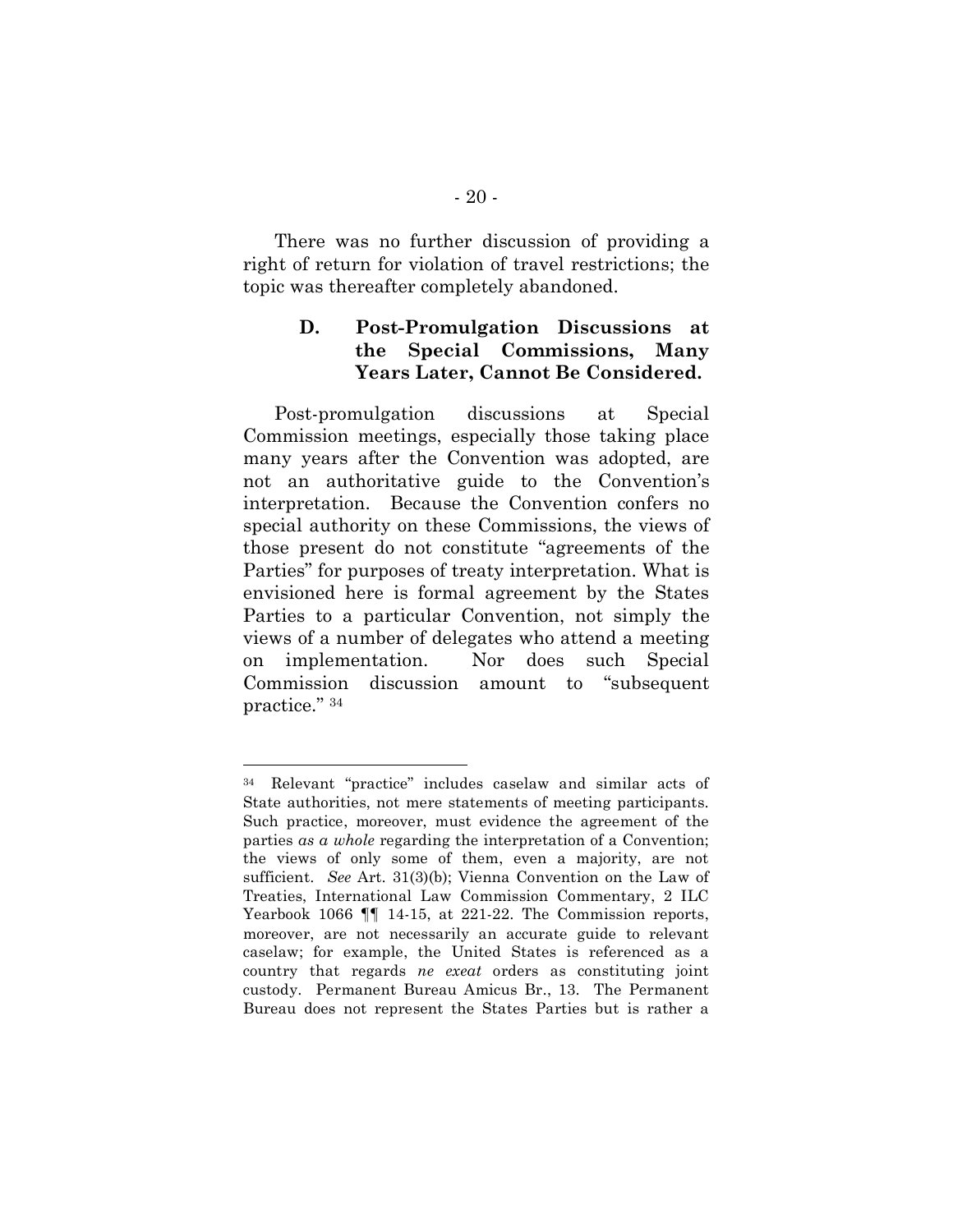There was no further discussion of providing a right of return for violation of travel restrictions; the topic was thereafter completely abandoned.

### D. Post-Promulgation Discussions at the Special Commissions, Many Years Later, Cannot Be Considered.

Post-promulgation discussions at Special Commission meetings, especially those taking place many years after the Convention was adopted, are not an authoritative guide to the Convention's interpretation. Because the Convention confers no special authority on these Commissions, the views of those present do not constitute "agreements of the Parties" for purposes of treaty interpretation. What is envisioned here is formal agreement by the States Parties to a particular Convention, not simply the views of a number of delegates who attend a meeting on implementation. Nor does such Special Commission discussion amount to "subsequent practice." [34]

---

[34] Relevant "practice" includes caselaw and similar acts of State authorities, not mere statements of meeting participants. Such practice, moreover, must evidence the agreement of the parties *as a whole* regarding the interpretation of a Convention; the views of only some of them, even a majority, are not sufficient. *See* Art. 31(3)(b); Vienna Convention on the Law of Treaties, International Law Commission Commentary, 2 ILC Yearbook 1066 ¶¶ 14-15, at 221-22. The Commission reports, moreover, are not necessarily an accurate guide to relevant caselaw; for example, the United States is referenced as a country that regards *ne exeat* orders as constituting joint custody. Permanent Bureau Amicus Br., 13. The Permanent Bureau does not represent the States Parties but is rather a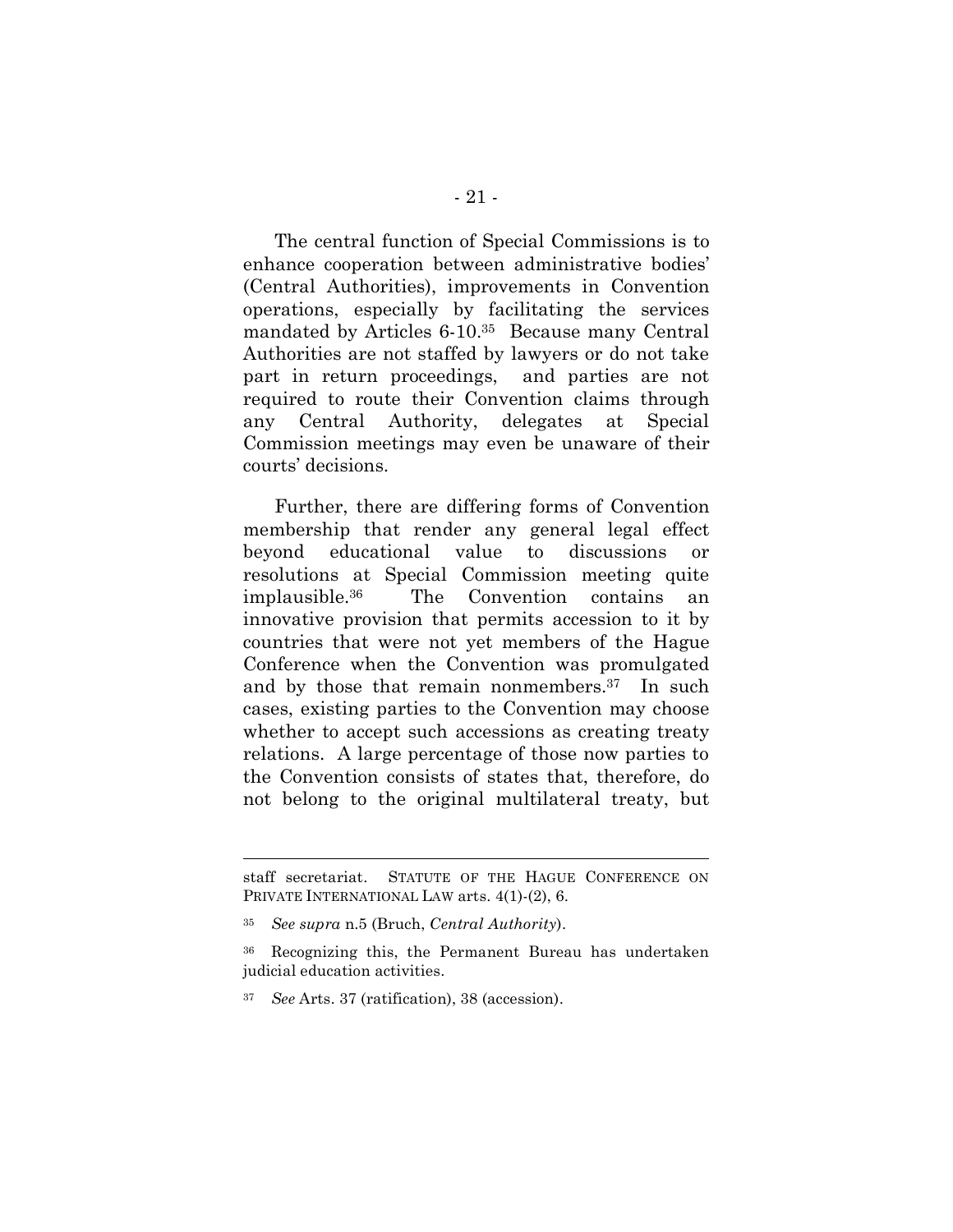The central function of Special Commissions is to enhance cooperation between administrative bodies' (Central Authorities), improvements in Convention operations, especially by facilitating the services mandated by Articles 6-10.[35] Because many Central Authorities are not staffed by lawyers or do not take part in return proceedings, and parties are not required to route their Convention claims through any Central Authority, delegates at Special Commission meetings may even be unaware of their courts' decisions.

Further, there are differing forms of Convention membership that render any general legal effect beyond educational value to discussions or resolutions at Special Commission meeting quite implausible.[36] The Convention contains an innovative provision that permits accession to it by countries that were not yet members of the Hague Conference when the Convention was promulgated and by those that remain nonmembers.[37] In such cases, existing parties to the Convention may choose whether to accept such accessions as creating treaty relations. A large percentage of those now parties to the Convention consists of states that, therefore, do not belong to the original multilateral treaty, but

---

staff secretariat. STATUTE OF THE HAGUE CONFERENCE ON PRIVATE INTERNATIONAL LAW arts. 4(1)-(2), 6.

[35] *See supra* n.5 (Bruch, *Central Authority*).

[36] Recognizing this, the Permanent Bureau has undertaken judicial education activities.

[37] *See* Arts. 37 (ratification), 38 (accession).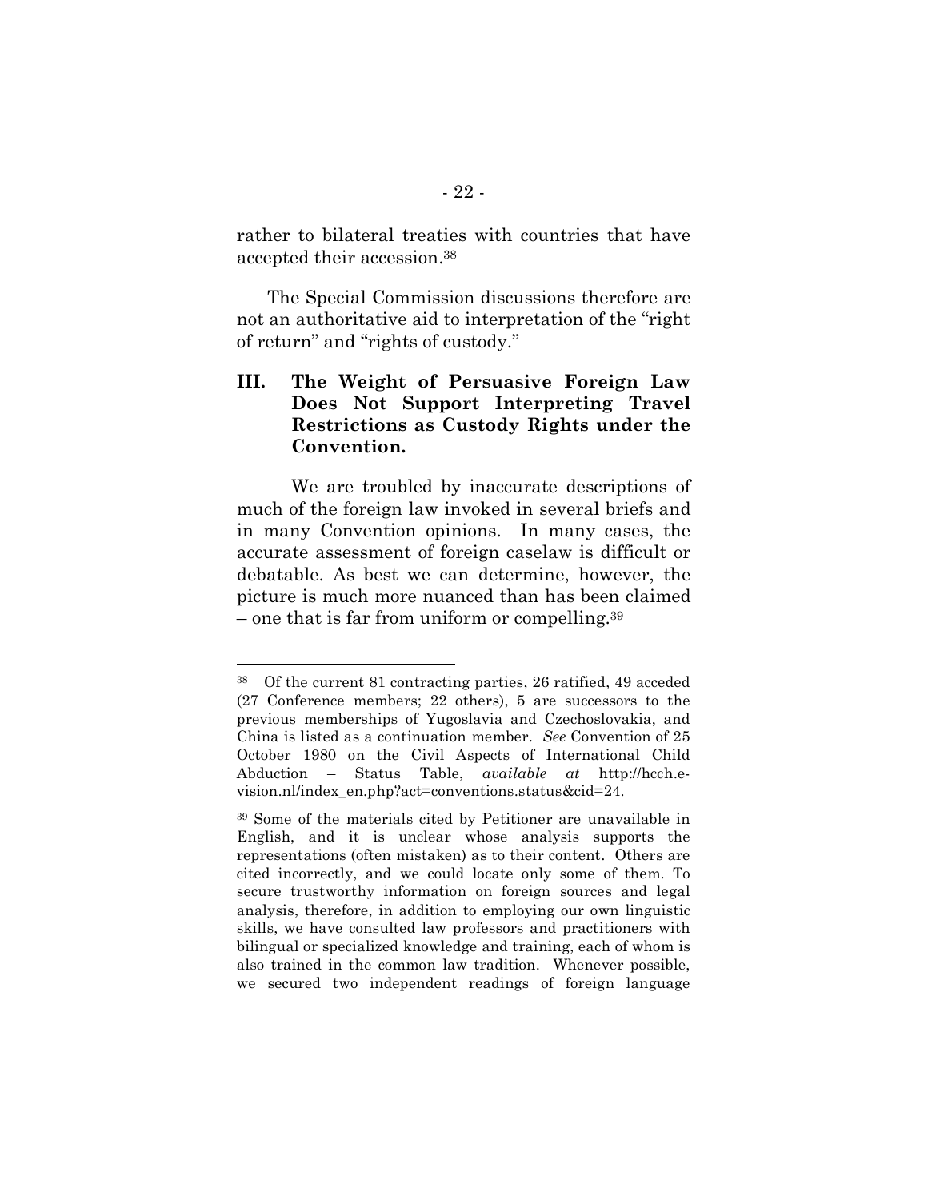rather to bilateral treaties with countries that have accepted their accession.[38]

The Special Commission discussions therefore are not an authoritative aid to interpretation of the "right of return" and "rights of custody."

## III. The Weight of Persuasive Foreign Law Does Not Support Interpreting Travel Restrictions as Custody Rights under the Convention.

We are troubled by inaccurate descriptions of much of the foreign law invoked in several briefs and in many Convention opinions. In many cases, the accurate assessment of foreign caselaw is difficult or debatable. As best we can determine, however, the picture is much more nuanced than has been claimed – one that is far from uniform or compelling.[39]

---

[38] Of the current 81 contracting parties, 26 ratified, 49 acceded (27 Conference members; 22 others), 5 are successors to the previous memberships of Yugoslavia and Czechoslovakia, and China is listed as a continuation member. *See* Convention of 25 October 1980 on the Civil Aspects of International Child Abduction – Status Table, *available at* http://hcch.e-vision.nl/index_en.php?act=conventions.status&cid=24.

[39] Some of the materials cited by Petitioner are unavailable in English, and it is unclear whose analysis supports the representations (often mistaken) as to their content. Others are cited incorrectly, and we could locate only some of them. To secure trustworthy information on foreign sources and legal analysis, therefore, in addition to employing our own linguistic skills, we have consulted law professors and practitioners with bilingual or specialized knowledge and training, each of whom is also trained in the common law tradition. Whenever possible, we secured two independent readings of foreign language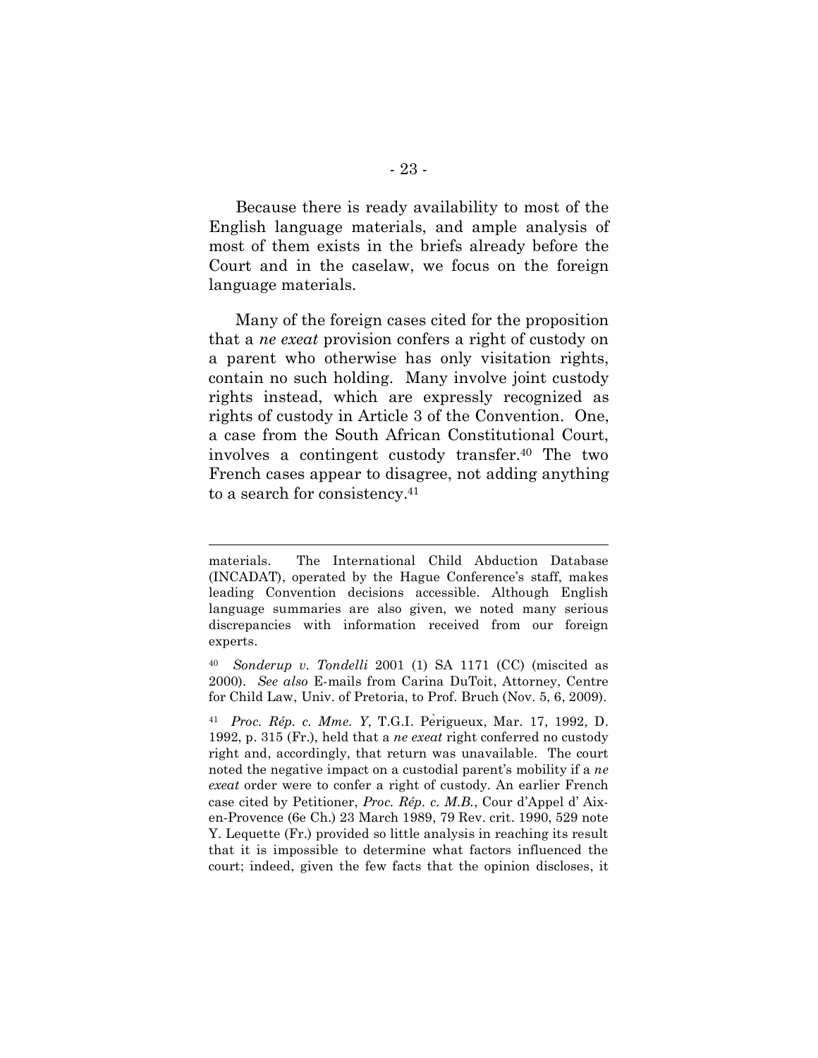Because there is ready availability to most of the English language materials, and ample analysis of most of them exists in the briefs already before the Court and in the caselaw, we focus on the foreign language materials.

Many of the foreign cases cited for the proposition that a *ne exeat* provision confers a right of custody on a parent who otherwise has only visitation rights, contain no such holding. Many involve joint custody rights instead, which are expressly recognized as rights of custody in Article 3 of the Convention. One, a case from the South African Constitutional Court, involves a contingent custody transfer.[40] The two French cases appear to disagree, not adding anything to a search for consistency.[41]

---

materials. The International Child Abduction Database (INCADAT), operated by the Hague Conference's staff, makes leading Convention decisions accessible. Although English language summaries are also given, we noted many serious discrepancies with information received from our foreign experts.

[40] *Sonderup v. Tondelli* 2001 (1) SA 1171 (CC) (miscited as 2000). *See also* E-mails from Carina DuToit, Attorney, Centre for Child Law, Univ. of Pretoria, to Prof. Bruch (Nov. 5, 6, 2009).

[41] *Proc. Rép. c. Mme. Y*, T.G.I. Périgueux, Mar. 17, 1992, D. 1992, p. 315 (Fr.), held that a *ne exeat* right conferred no custody right and, accordingly, that return was unavailable. The court noted the negative impact on a custodial parent's mobility if a *ne exeat* order were to confer a right of custody. An earlier French case cited by Petitioner, *Proc. Rép. c. M.B.*, Cour d'Appel d' Aix-en-Provence (6e Ch.) 23 March 1989, 79 Rev. crit. 1990, 529 note Y. Lequette (Fr.) provided so little analysis in reaching its result that it is impossible to determine what factors influenced the court; indeed, given the few facts that the opinion discloses, it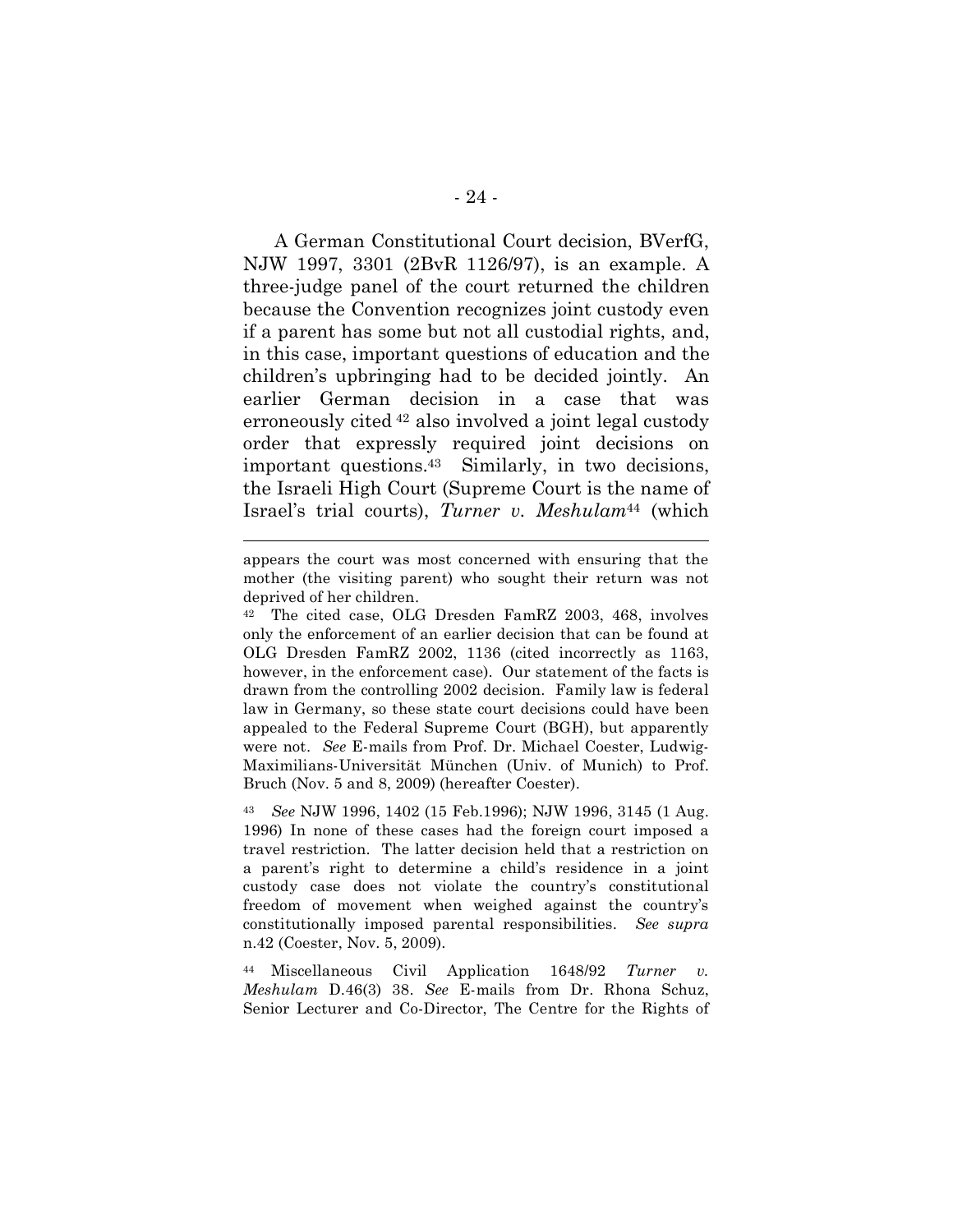A German Constitutional Court decision, BVerfG, NJW 1997, 3301 (2BvR 1126/97), is an example. A three-judge panel of the court returned the children because the Convention recognizes joint custody even if a parent has some but not all custodial rights, and, in this case, important questions of education and the children's upbringing had to be decided jointly. An earlier German decision in a case that was erroneously cited [42] also involved a joint legal custody order that expressly required joint decisions on important questions.[43] Similarly, in two decisions, the Israeli High Court (Supreme Court is the name of Israel's trial courts), *Turner v. Meshulam*[44] (which

---

appears the court was most concerned with ensuring that the mother (the visiting parent) who sought their return was not deprived of her children.

[42] The cited case, OLG Dresden FamRZ 2003, 468, involves only the enforcement of an earlier decision that can be found at OLG Dresden FamRZ 2002, 1136 (cited incorrectly as 1163, however, in the enforcement case). Our statement of the facts is drawn from the controlling 2002 decision. Family law is federal law in Germany, so these state court decisions could have been appealed to the Federal Supreme Court (BGH), but apparently were not. *See* E-mails from Prof. Dr. Michael Coester, Ludwig-Maximilians-Universität München (Univ. of Munich) to Prof. Bruch (Nov. 5 and 8, 2009) (hereafter Coester).

[43] *See* NJW 1996, 1402 (15 Feb.1996); NJW 1996, 3145 (1 Aug. 1996) In none of these cases had the foreign court imposed a travel restriction. The latter decision held that a restriction on a parent's right to determine a child's residence in a joint custody case does not violate the country's constitutional freedom of movement when weighed against the country's constitutionally imposed parental responsibilities. *See supra* n.42 (Coester, Nov. 5, 2009).

[44] Miscellaneous Civil Application 1648/92 *Turner v. Meshulam* D.46(3) 38. *See* E-mails from Dr. Rhona Schuz, Senior Lecturer and Co-Director, The Centre for the Rights of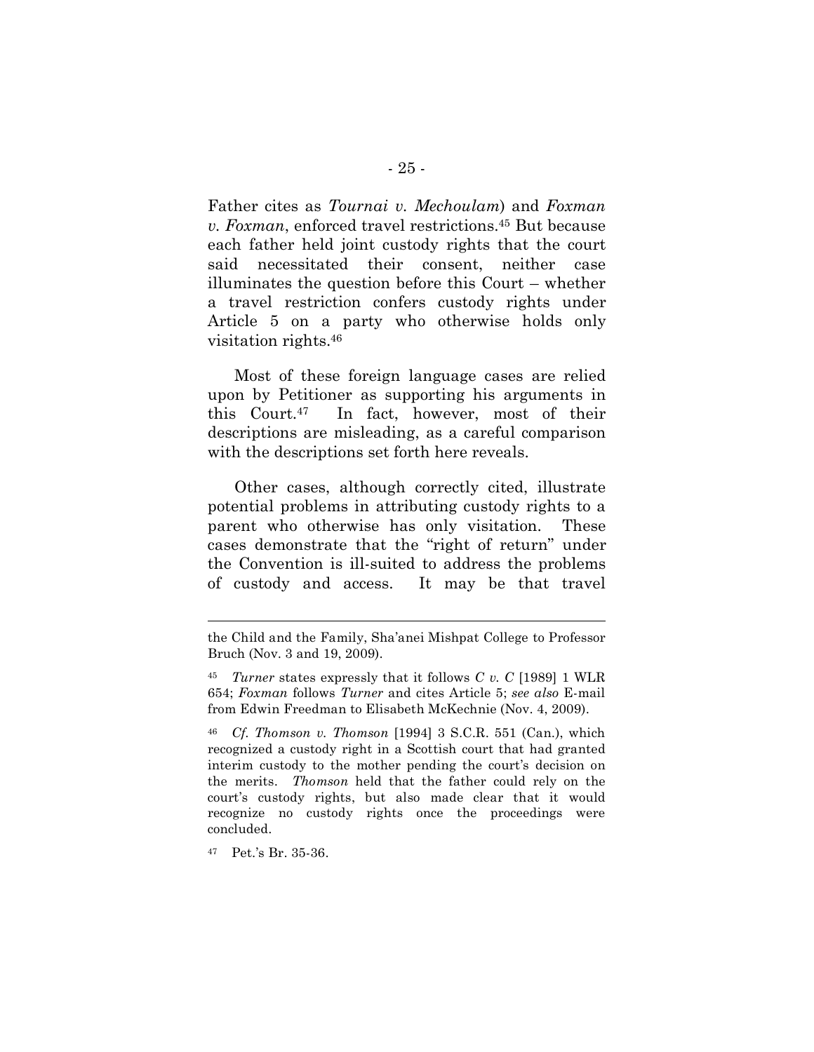Father cites as *Tournai v. Mechoulam*) and *Foxman v. Foxman*, enforced travel restrictions.[45] But because each father held joint custody rights that the court said necessitated their consent, neither case illuminates the question before this Court – whether a travel restriction confers custody rights under Article 5 on a party who otherwise holds only visitation rights.[46]

Most of these foreign language cases are relied upon by Petitioner as supporting his arguments in this Court.[47] In fact, however, most of their descriptions are misleading, as a careful comparison with the descriptions set forth here reveals.

Other cases, although correctly cited, illustrate potential problems in attributing custody rights to a parent who otherwise has only visitation. These cases demonstrate that the "right of return" under the Convention is ill-suited to address the problems of custody and access. It may be that travel

---

the Child and the Family, Sha'anei Mishpat College to Professor Bruch (Nov. 3 and 19, 2009).

[45] *Turner* states expressly that it follows *C v. C* [1989] 1 WLR 654; *Foxman* follows *Turner* and cites Article 5; *see also* E-mail from Edwin Freedman to Elisabeth McKechnie (Nov. 4, 2009).

[46] *Cf. Thomson v. Thomson* [1994] 3 S.C.R. 551 (Can.), which recognized a custody right in a Scottish court that had granted interim custody to the mother pending the court's decision on the merits. *Thomson* held that the father could rely on the court's custody rights, but also made clear that it would recognize no custody rights once the proceedings were concluded.

[47] Pet.'s Br. 35-36.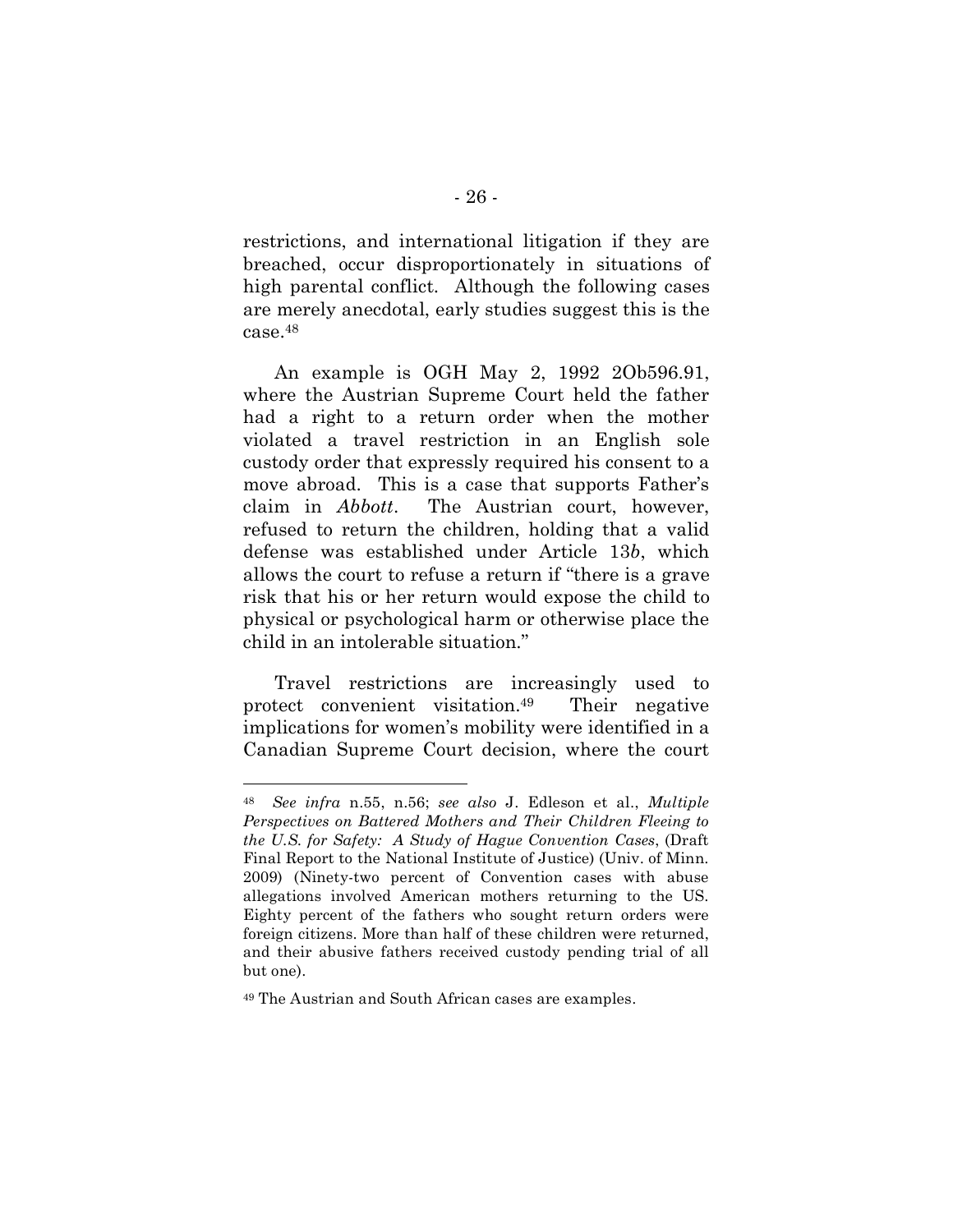restrictions, and international litigation if they are breached, occur disproportionately in situations of high parental conflict. Although the following cases are merely anecdotal, early studies suggest this is the case.[48]

An example is OGH May 2, 1992 2Ob596.91, where the Austrian Supreme Court held the father had a right to a return order when the mother violated a travel restriction in an English sole custody order that expressly required his consent to a move abroad. This is a case that supports Father's claim in *Abbott*. The Austrian court, however, refused to return the children, holding that a valid defense was established under Article 13*b*, which allows the court to refuse a return if "there is a grave risk that his or her return would expose the child to physical or psychological harm or otherwise place the child in an intolerable situation."

Travel restrictions are increasingly used to protect convenient visitation.[49] Their negative implications for women's mobility were identified in a Canadian Supreme Court decision, where the court

---

[48] *See infra* n.55, n.56; *see also* J. Edleson et al., *Multiple Perspectives on Battered Mothers and Their Children Fleeing to the U.S. for Safety: A Study of Hague Convention Cases*, (Draft Final Report to the National Institute of Justice) (Univ. of Minn. 2009) (Ninety-two percent of Convention cases with abuse allegations involved American mothers returning to the US. Eighty percent of the fathers who sought return orders were foreign citizens. More than half of these children were returned, and their abusive fathers received custody pending trial of all but one).

[49] The Austrian and South African cases are examples.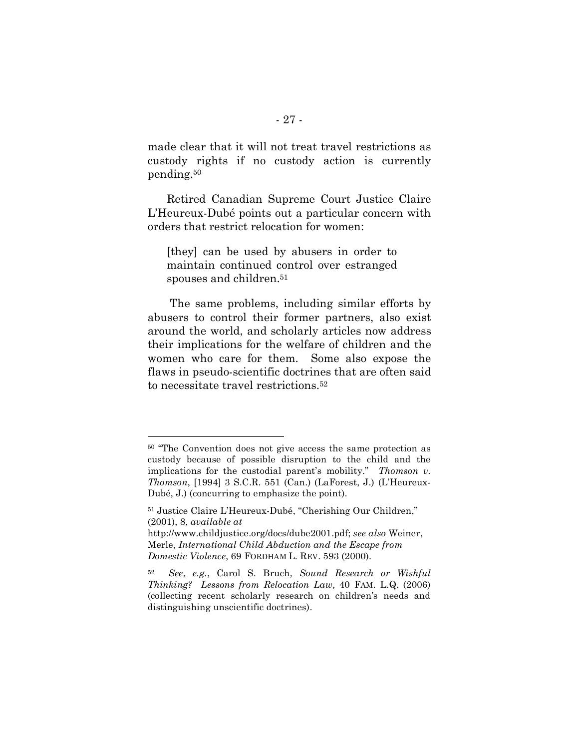made clear that it will not treat travel restrictions as custody rights if no custody action is currently pending.[50]

Retired Canadian Supreme Court Justice Claire L'Heureux-Dubé points out a particular concern with orders that restrict relocation for women:

> [they] can be used by abusers in order to maintain continued control over estranged spouses and children.[51]

The same problems, including similar efforts by abusers to control their former partners, also exist around the world, and scholarly articles now address their implications for the welfare of children and the women who care for them. Some also expose the flaws in pseudo-scientific doctrines that are often said to necessitate travel restrictions.[52]

---

[50] "The Convention does not give access the same protection as custody because of possible disruption to the child and the implications for the custodial parent's mobility." *Thomson v. Thomson*, [1994] 3 S.C.R. 551 (Can.) (LaForest, J.) (L'Heureux-Dubé, J.) (concurring to emphasize the point).

[51] Justice Claire L'Heureux-Dubé, "Cherishing Our Children," (2001), 8, *available at* http://www.childjustice.org/docs/dube2001.pdf; *see also* Weiner, Merle, *International Child Abduction and the Escape from Domestic Violence*, 69 FORDHAM L. REV. 593 (2000).

[52] *See*, *e.g.*, Carol S. Bruch, *Sound Research or Wishful Thinking? Lessons from Relocation Law,* 40 FAM. L.Q. (2006) (collecting recent scholarly research on children's needs and distinguishing unscientific doctrines).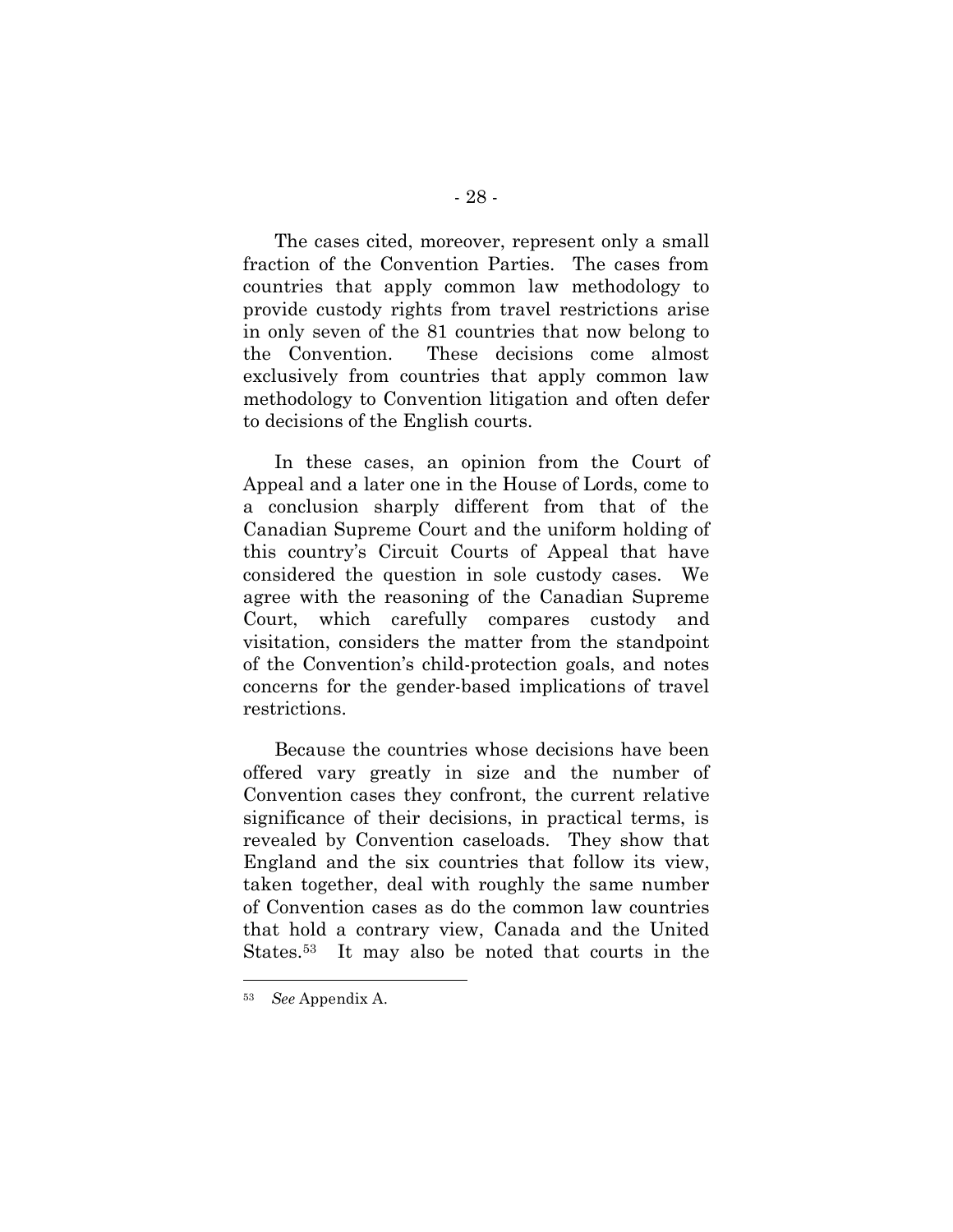The cases cited, moreover, represent only a small fraction of the Convention Parties. The cases from countries that apply common law methodology to provide custody rights from travel restrictions arise in only seven of the 81 countries that now belong to the Convention. These decisions come almost exclusively from countries that apply common law methodology to Convention litigation and often defer to decisions of the English courts.

In these cases, an opinion from the Court of Appeal and a later one in the House of Lords, come to a conclusion sharply different from that of the Canadian Supreme Court and the uniform holding of this country's Circuit Courts of Appeal that have considered the question in sole custody cases. We agree with the reasoning of the Canadian Supreme Court, which carefully compares custody and visitation, considers the matter from the standpoint of the Convention's child-protection goals, and notes concerns for the gender-based implications of travel restrictions.

Because the countries whose decisions have been offered vary greatly in size and the number of Convention cases they confront, the current relative significance of their decisions, in practical terms, is revealed by Convention caseloads. They show that England and the six countries that follow its view, taken together, deal with roughly the same number of Convention cases as do the common law countries that hold a contrary view, Canada and the United States.[53] It may also be noted that courts in the

---

[53] *See* Appendix A.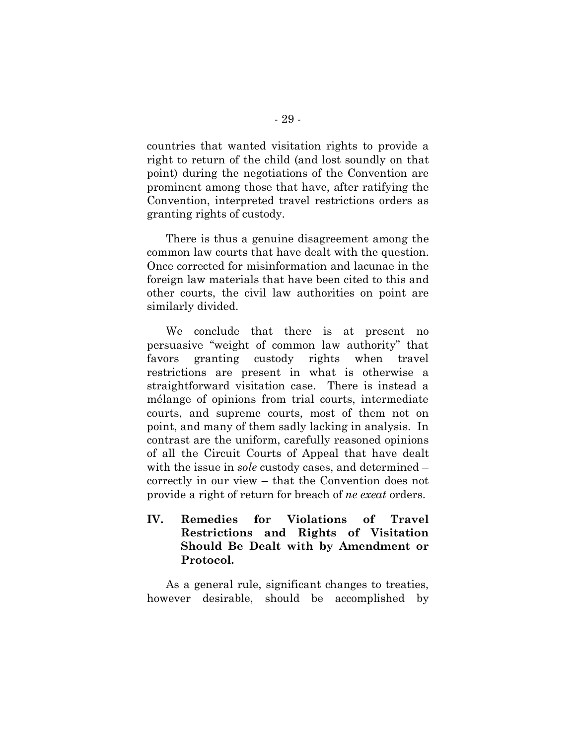countries that wanted visitation rights to provide a right to return of the child (and lost soundly on that point) during the negotiations of the Convention are prominent among those that have, after ratifying the Convention, interpreted travel restrictions orders as granting rights of custody.

There is thus a genuine disagreement among the common law courts that have dealt with the question. Once corrected for misinformation and lacunae in the foreign law materials that have been cited to this and other courts, the civil law authorities on point are similarly divided.

We conclude that there is at present no persuasive "weight of common law authority" that favors granting custody rights when travel restrictions are present in what is otherwise a straightforward visitation case. There is instead a mélange of opinions from trial courts, intermediate courts, and supreme courts, most of them not on point, and many of them sadly lacking in analysis. In contrast are the uniform, carefully reasoned opinions of all the Circuit Courts of Appeal that have dealt with the issue in *sole* custody cases, and determined – correctly in our view – that the Convention does not provide a right of return for breach of *ne exeat* orders.

## IV. Remedies for Violations of Travel Restrictions and Rights of Visitation Should Be Dealt with by Amendment or Protocol.

As a general rule, significant changes to treaties, however desirable, should be accomplished by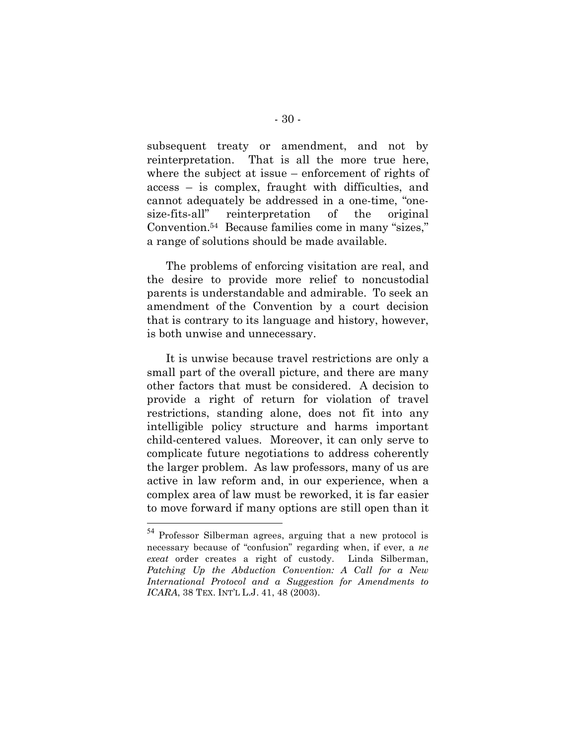subsequent treaty or amendment, and not by reinterpretation. That is all the more true here, where the subject at issue – enforcement of rights of access – is complex, fraught with difficulties, and cannot adequately be addressed in a one-time, "one-size-fits-all" reinterpretation of the original Convention.[54] Because families come in many "sizes," a range of solutions should be made available.

The problems of enforcing visitation are real, and the desire to provide more relief to noncustodial parents is understandable and admirable. To seek an amendment of the Convention by a court decision that is contrary to its language and history, however, is both unwise and unnecessary.

It is unwise because travel restrictions are only a small part of the overall picture, and there are many other factors that must be considered. A decision to provide a right of return for violation of travel restrictions, standing alone, does not fit into any intelligible policy structure and harms important child-centered values. Moreover, it can only serve to complicate future negotiations to address coherently the larger problem. As law professors, many of us are active in law reform and, in our experience, when a complex area of law must be reworked, it is far easier to move forward if many options are still open than it

---

[54] Professor Silberman agrees, arguing that a new protocol is necessary because of "confusion" regarding when, if ever, a *ne exeat* order creates a right of custody. Linda Silberman, *Patching Up the Abduction Convention: A Call for a New International Protocol and a Suggestion for Amendments to ICARA*, 38 TEX. INT'L L.J. 41, 48 (2003).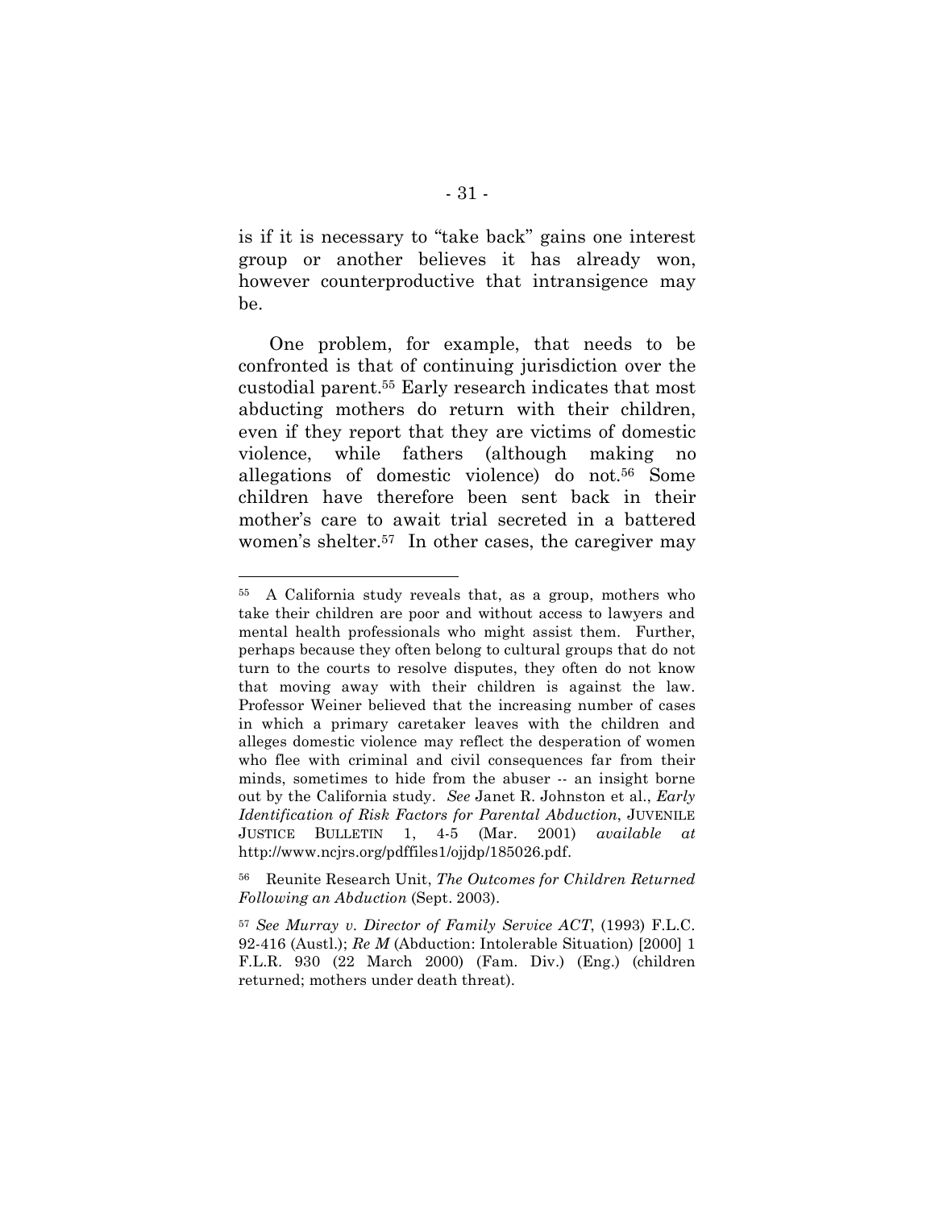is if it is necessary to "take back" gains one interest group or another believes it has already won, however counterproductive that intransigence may be.

One problem, for example, that needs to be confronted is that of continuing jurisdiction over the custodial parent.[55] Early research indicates that most abducting mothers do return with their children, even if they report that they are victims of domestic violence, while fathers (although making no allegations of domestic violence) do not.[56] Some children have therefore been sent back in their mother's care to await trial secreted in a battered women's shelter.[57] In other cases, the caregiver may

---

[55] A California study reveals that, as a group, mothers who take their children are poor and without access to lawyers and mental health professionals who might assist them. Further, perhaps because they often belong to cultural groups that do not turn to the courts to resolve disputes, they often do not know that moving away with their children is against the law. Professor Weiner believed that the increasing number of cases in which a primary caretaker leaves with the children and alleges domestic violence may reflect the desperation of women who flee with criminal and civil consequences far from their minds, sometimes to hide from the abuser -- an insight borne out by the California study. *See* Janet R. Johnston et al., *Early Identification of Risk Factors for Parental Abduction*, JUVENILE JUSTICE BULLETIN 1, 4-5 (Mar. 2001) *available at* http://www.ncjrs.org/pdffiles1/ojjdp/185026.pdf.

[56] Reunite Research Unit, *The Outcomes for Children Returned Following an Abduction* (Sept. 2003).

[57] *See Murray v. Director of Family Service ACT*, (1993) F.L.C. 92-416 (Austl.); *Re M* (Abduction: Intolerable Situation) [2000] 1 F.L.R. 930 (22 March 2000) (Fam. Div.) (Eng.) (children returned; mothers under death threat).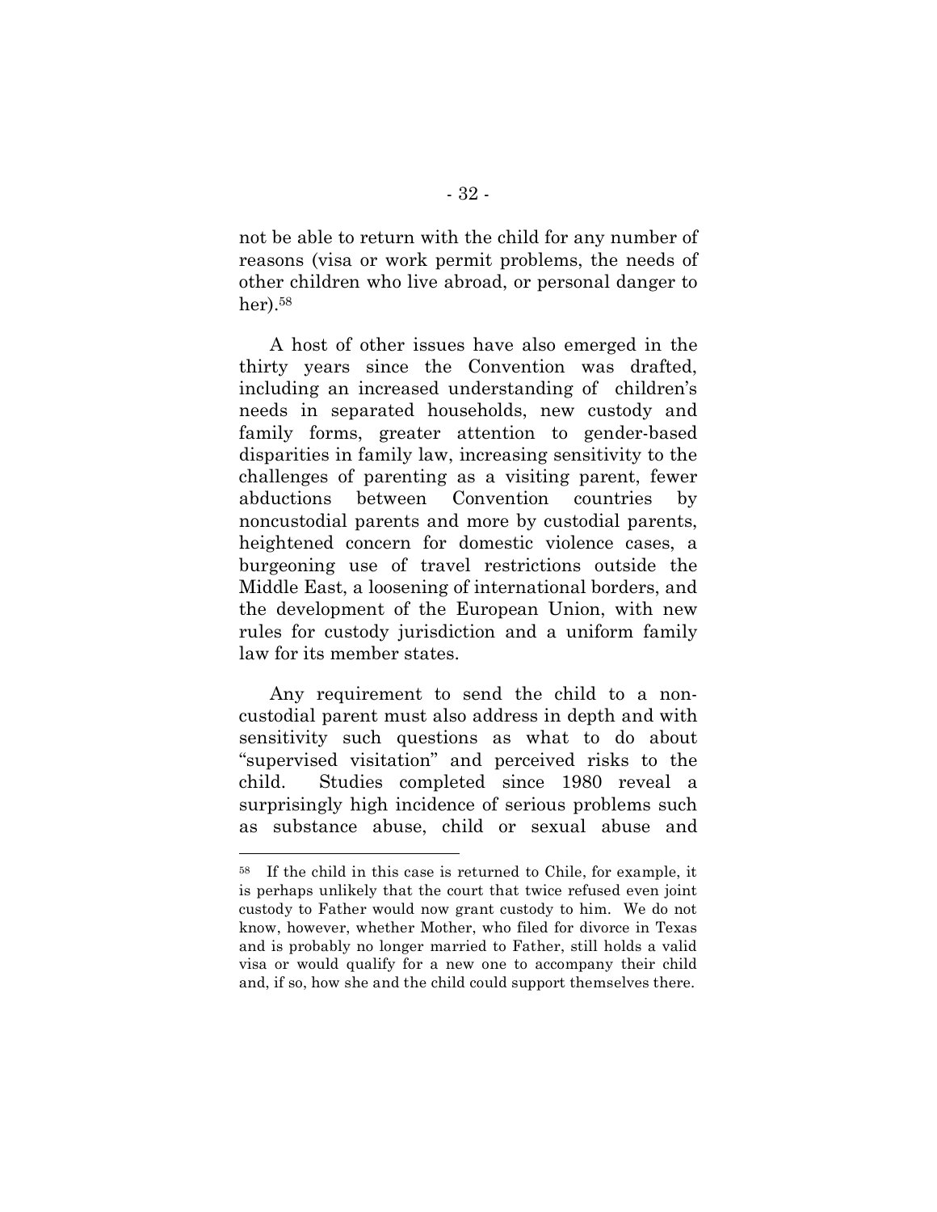not be able to return with the child for any number of reasons (visa or work permit problems, the needs of other children who live abroad, or personal danger to her).[58]

A host of other issues have also emerged in the thirty years since the Convention was drafted, including an increased understanding of children's needs in separated households, new custody and family forms, greater attention to gender-based disparities in family law, increasing sensitivity to the challenges of parenting as a visiting parent, fewer abductions between Convention countries by noncustodial parents and more by custodial parents, heightened concern for domestic violence cases, a burgeoning use of travel restrictions outside the Middle East, a loosening of international borders, and the development of the European Union, with new rules for custody jurisdiction and a uniform family law for its member states.

Any requirement to send the child to a non-custodial parent must also address in depth and with sensitivity such questions as what to do about "supervised visitation" and perceived risks to the child. Studies completed since 1980 reveal a surprisingly high incidence of serious problems such as substance abuse, child or sexual abuse and

---

[58] If the child in this case is returned to Chile, for example, it is perhaps unlikely that the court that twice refused even joint custody to Father would now grant custody to him. We do not know, however, whether Mother, who filed for divorce in Texas and is probably no longer married to Father, still holds a valid visa or would qualify for a new one to accompany their child and, if so, how she and the child could support themselves there.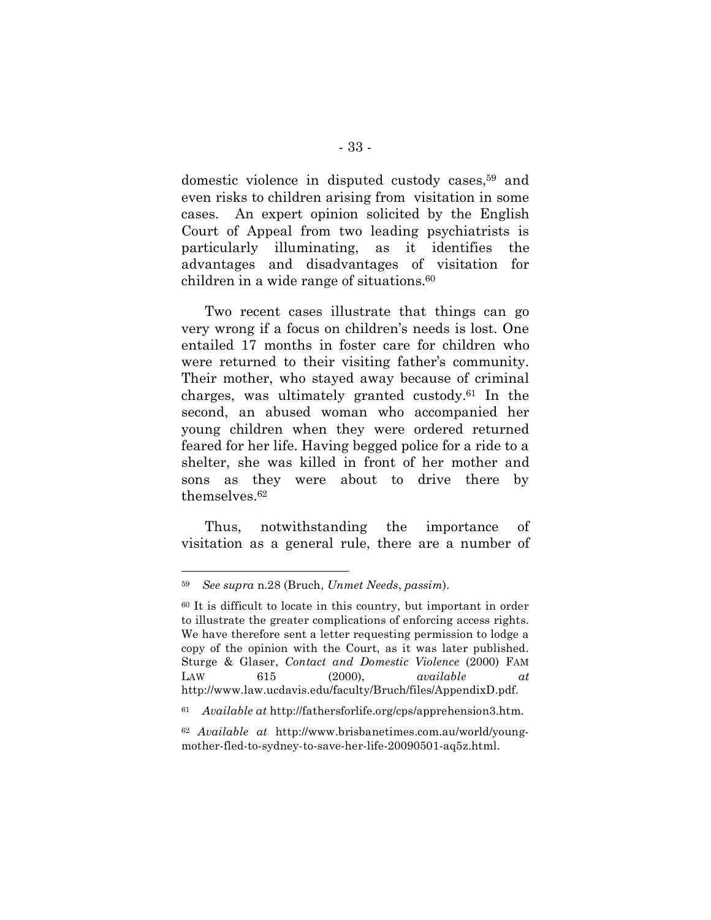domestic violence in disputed custody cases,[59] and even risks to children arising from visitation in some cases. An expert opinion solicited by the English Court of Appeal from two leading psychiatrists is particularly illuminating, as it identifies the advantages and disadvantages of visitation for children in a wide range of situations.[60]

Two recent cases illustrate that things can go very wrong if a focus on children's needs is lost. One entailed 17 months in foster care for children who were returned to their visiting father's community. Their mother, who stayed away because of criminal charges, was ultimately granted custody.[61] In the second, an abused woman who accompanied her young children when they were ordered returned feared for her life. Having begged police for a ride to a shelter, she was killed in front of her mother and sons as they were about to drive there by themselves.[62]

Thus, notwithstanding the importance of visitation as a general rule, there are a number of

---

[59] *See supra* n.28 (Bruch, *Unmet Needs*, *passim*).

[60] It is difficult to locate in this country, but important in order to illustrate the greater complications of enforcing access rights. We have therefore sent a letter requesting permission to lodge a copy of the opinion with the Court, as it was later published. Sturge & Glaser, *Contact and Domestic Violence* (2000) FAM LAW 615 (2000), *available at* http://www.law.ucdavis.edu/faculty/Bruch/files/AppendixD.pdf.

[61] *Available at* http://fathersforlife.org/cps/apprehension3.htm.

[62] *Available at* http://www.brisbanetimes.com.au/world/young-mother-fled-to-sydney-to-save-her-life-20090501-aq5z.html.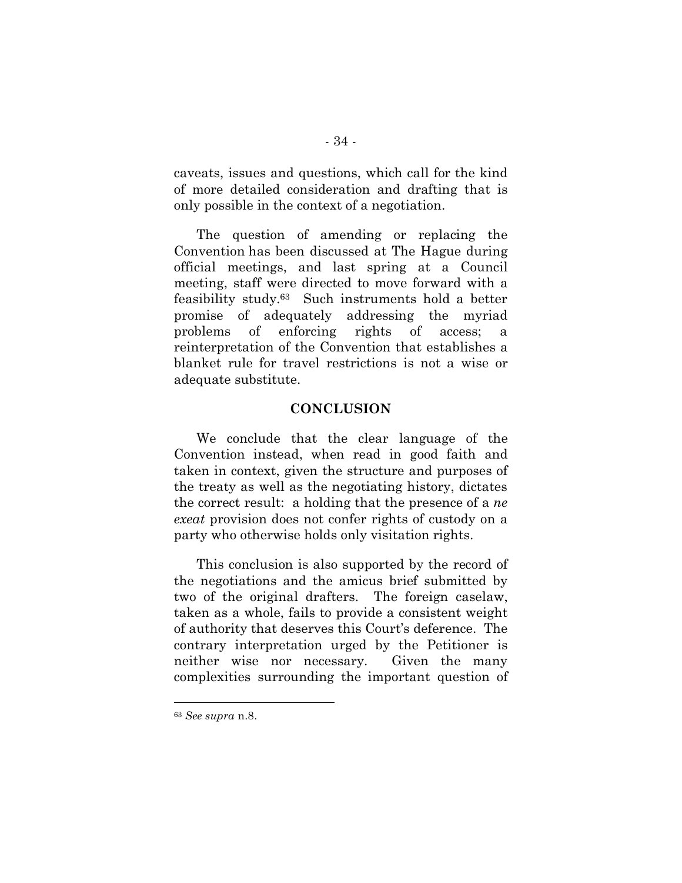caveats, issues and questions, which call for the kind of more detailed consideration and drafting that is only possible in the context of a negotiation.

The question of amending or replacing the Convention has been discussed at The Hague during official meetings, and last spring at a Council meeting, staff were directed to move forward with a feasibility study.[63] Such instruments hold a better promise of adequately addressing the myriad problems of enforcing rights of access; a reinterpretation of the Convention that establishes a blanket rule for travel restrictions is not a wise or adequate substitute.

## CONCLUSION

We conclude that the clear language of the Convention instead, when read in good faith and taken in context, given the structure and purposes of the treaty as well as the negotiating history, dictates the correct result: a holding that the presence of a *ne exeat* provision does not confer rights of custody on a party who otherwise holds only visitation rights.

This conclusion is also supported by the record of the negotiations and the amicus brief submitted by two of the original drafters. The foreign caselaw, taken as a whole, fails to provide a consistent weight of authority that deserves this Court's deference. The contrary interpretation urged by the Petitioner is neither wise nor necessary. Given the many complexities surrounding the important question of

---

[63] *See supra* n.8.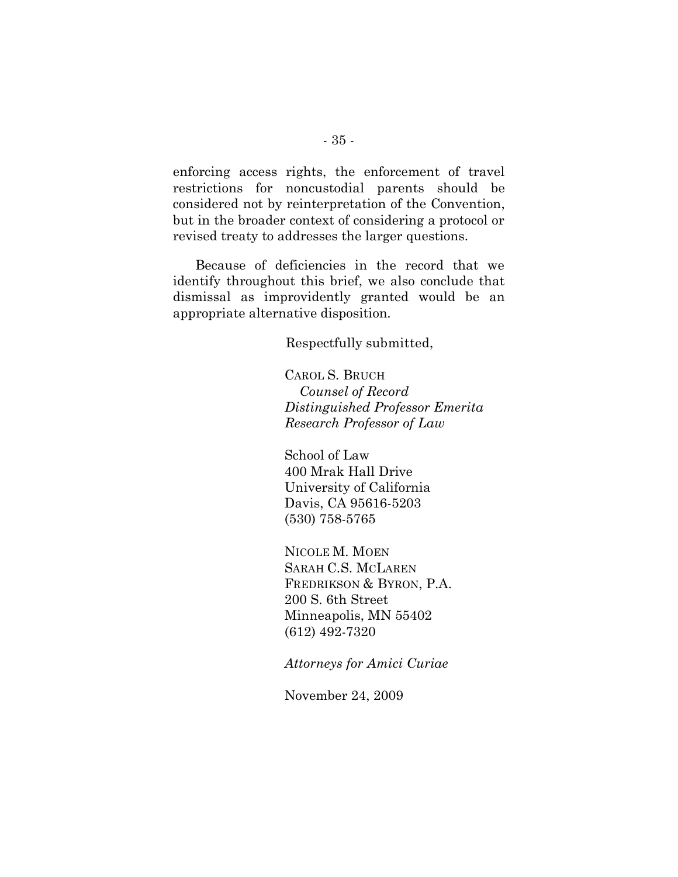enforcing access rights, the enforcement of travel restrictions for noncustodial parents should be considered not by reinterpretation of the Convention, but in the broader context of considering a protocol or revised treaty to addresses the larger questions.

Because of deficiencies in the record that we identify throughout this brief, we also conclude that dismissal as improvidently granted would be an appropriate alternative disposition.

Respectfully submitted,

CAROL S. BRUCH
*Counsel of Record*
*Distinguished Professor Emerita*
*Research Professor of Law*

School of Law
400 Mrak Hall Drive
University of California
Davis, CA 95616-5203
(530) 758-5765

NICOLE M. MOEN
SARAH C.S. MCLAREN
FREDRIKSON & BYRON, P.A.
200 S. 6th Street
Minneapolis, MN 55402
(612) 492-7320

*Attorneys for Amici Curiae*

November 24, 2009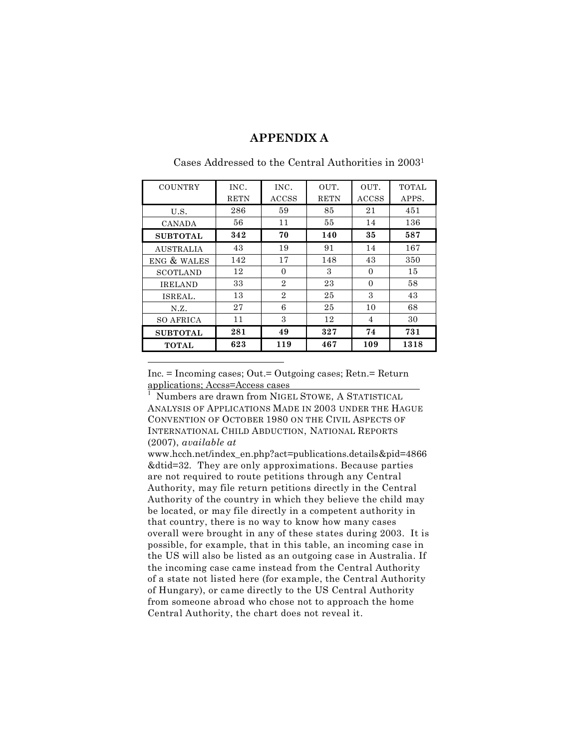# APPENDIX A

Cases Addressed to the Central Authorities in 2003[1]

| COUNTRY | INC. RETN | INC. ACCSS | OUT. RETN | OUT. ACCSS | TOTAL APPS. |
|---|---|---|---|---|---|
| U.S. | 286 | 59 | 85 | 21 | 451 |
| CANADA | 56 | 11 | 55 | 14 | 136 |
| **SUBTOTAL** | **342** | **70** | **140** | **35** | **587** |
| AUSTRALIA | 43 | 19 | 91 | 14 | 167 |
| ENG & WALES | 142 | 17 | 148 | 43 | 350 |
| SCOTLAND | 12 | 0 | 3 | 0 | 15 |
| IRELAND | 33 | 2 | 23 | 0 | 58 |
| ISREAL. | 13 | 2 | 25 | 3 | 43 |
| N.Z. | 27 | 6 | 25 | 10 | 68 |
| SO AFRICA | 11 | 3 | 12 | 4 | 30 |
| **SUBTOTAL** | **281** | **49** | **327** | **74** | **731** |
| **TOTAL** | **623** | **119** | **467** | **109** | **1318** |

Inc. = Incoming cases; Out.= Outgoing cases; Retn.= Return applications; Accss=Access cases

[1] Numbers are drawn from NIGEL STOWE, A STATISTICAL ANALYSIS OF APPLICATIONS MADE IN 2003 UNDER THE HAGUE CONVENTION OF OCTOBER 1980 ON THE CIVIL ASPECTS OF INTERNATIONAL CHILD ABDUCTION, NATIONAL REPORTS (2007), *available at* www.hcch.net/index_en.php?act=publications.details&pid=4866&dtid=32. They are only approximations. Because parties are not required to route petitions through any Central Authority, may file return petitions directly in the Central Authority of the country in which they believe the child may be located, or may file directly in a competent authority in that country, there is no way to know how many cases overall were brought in any of these states during 2003. It is possible, for example, that in this table, an incoming case in the US will also be listed as an outgoing case in Australia. If the incoming case came instead from the Central Authority of a state not listed here (for example, the Central Authority of Hungary), or came directly to the US Central Authority from someone abroad who chose not to approach the home Central Authority, the chart does not reveal it.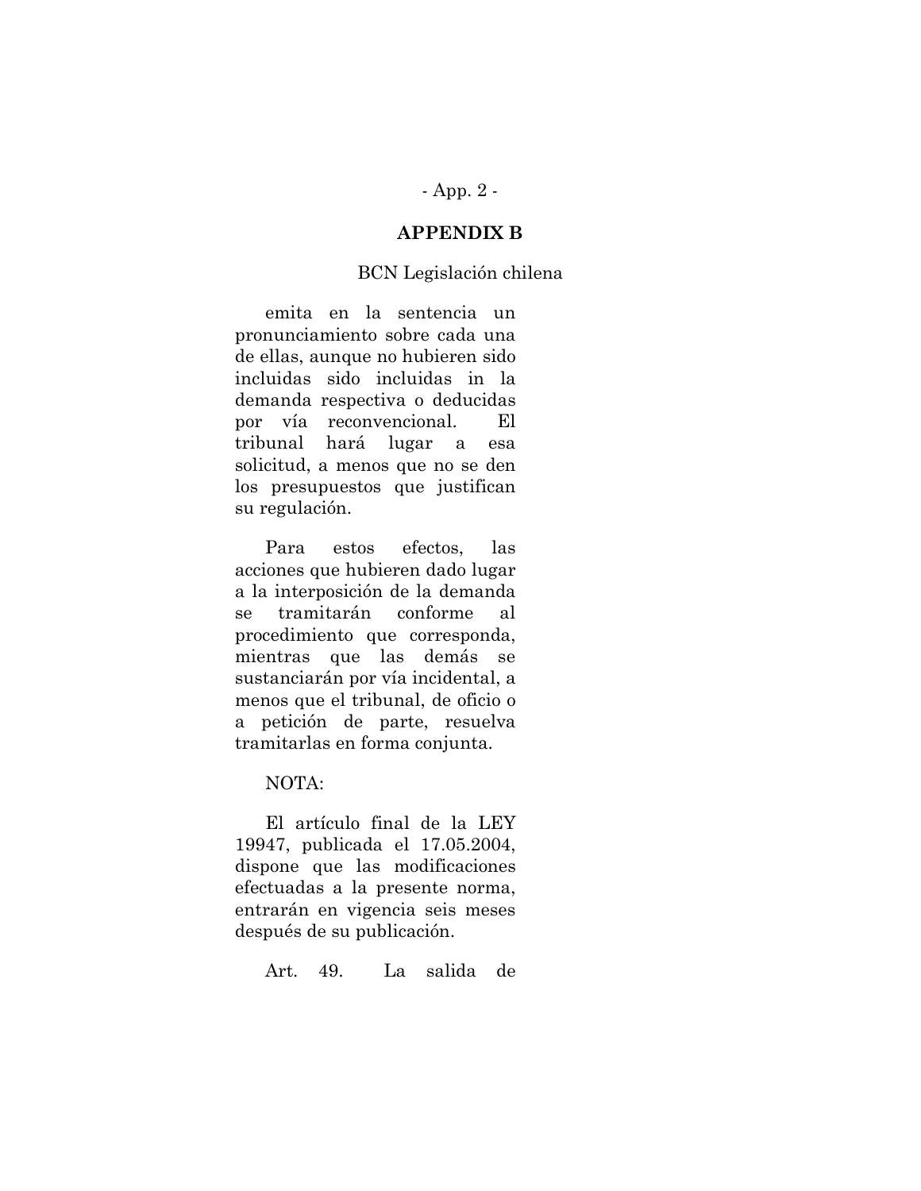## APPENDIX B

BCN Legislación chilena

emita en la sentencia un pronunciamiento sobre cada una de ellas, aunque no hubieren sido incluidas sido incluidas in la demanda respectiva o deducidas por vía reconvencional. El tribunal hará lugar a esa solicitud, a menos que no se den los presupuestos que justifican su regulación.

Para estos efectos, las acciones que hubieren dado lugar a la interposición de la demanda se tramitarán conforme al procedimiento que corresponda, mientras que las demás se sustanciarán por vía incidental, a menos que el tribunal, de oficio o a petición de parte, resuelva tramitarlas en forma conjunta.

NOTA:

El artículo final de la LEY 19947, publicada el 17.05.2004, dispone que las modificaciones efectuadas a la presente norma, entrarán en vigencia seis meses después de su publicación.

Art. 49. La salida de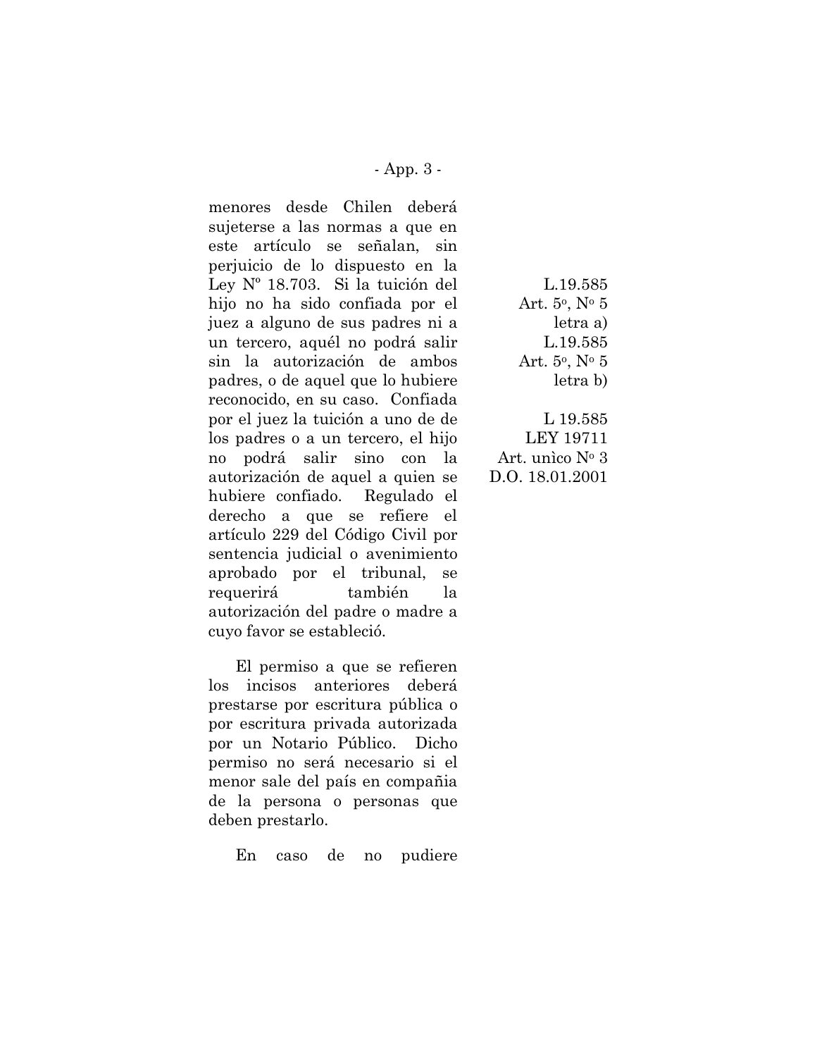menores desde Chilen deberá sujeterse a las normas a que en este artículo se señalan, sin perjuicio de lo dispuesto en la Ley Nº 18.703. Si la tuición del hijo no ha sido confiada por el juez a alguno de sus padres ni a un tercero, aquél no podrá salir sin la autorización de ambos padres, o de aquel que lo hubiere reconocido, en su caso. Confiada por el juez la tuición a uno de de los padres o a un tercero, el hijo no podrá salir sino con la autorización de aquel a quien se hubiere confiado. Regulado el derecho a que se refiere el artículo 229 del Código Civil por sentencia judicial o avenimiento aprobado por el tribunal, se requerirá también la autorización del padre o madre a cuyo favor se estableció.

L.19.585
Art. 5º, Nº 5
letra a)
L.19.585
Art. 5º, Nº 5
letra b)

L 19.585
LEY 19711
Art. unìco Nº 3
D.O. 18.01.2001

El permiso a que se refieren los incisos anteriores deberá prestarse por escritura pública o por escritura privada autorizada por un Notario Público. Dicho permiso no será necesario si el menor sale del país en compañia de la persona o personas que deben prestarlo.

En caso de no pudiere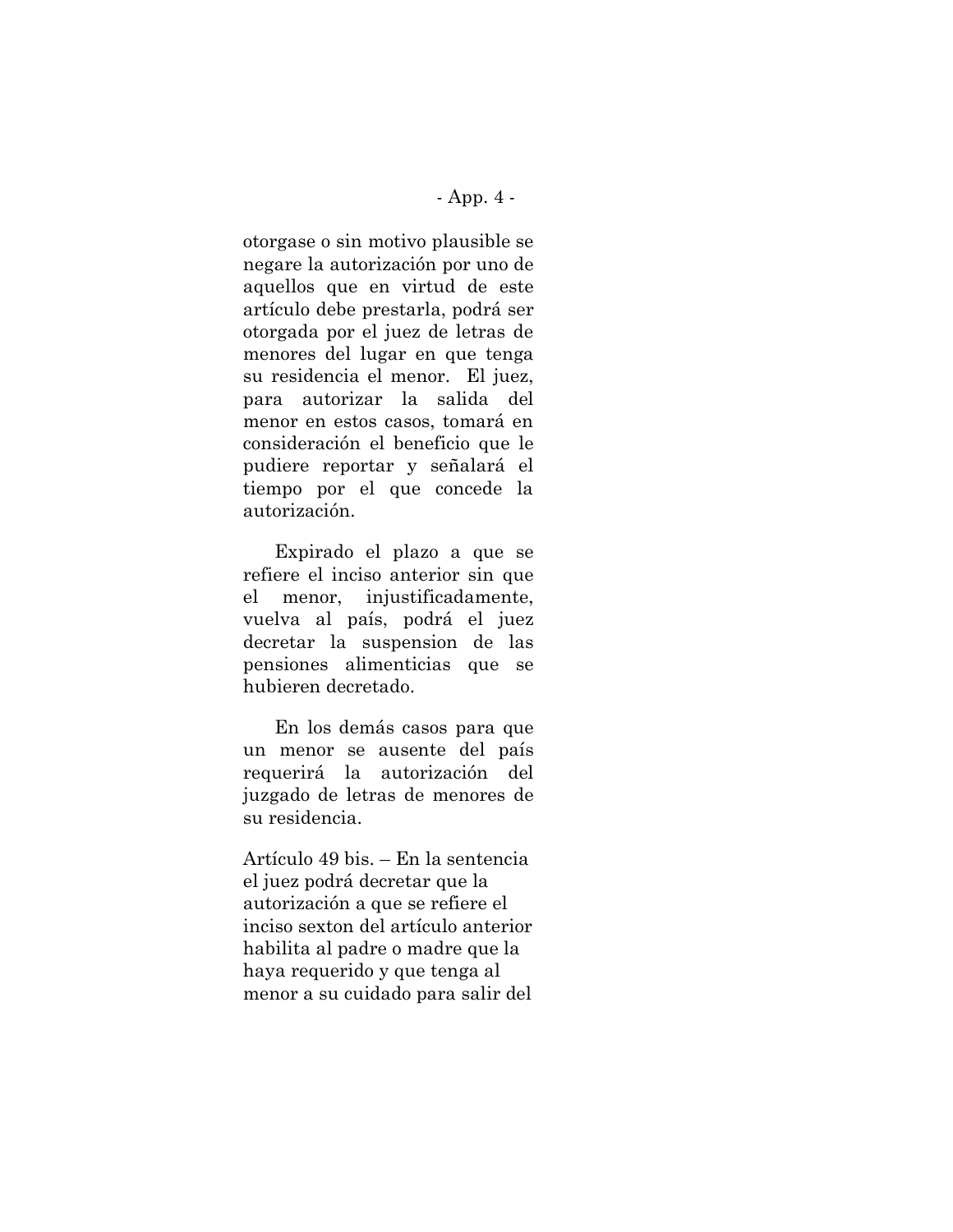otorgase o sin motivo plausible se negare la autorización por uno de aquellos que en virtud de este artículo debe prestarla, podrá ser otorgada por el juez de letras de menores del lugar en que tenga su residencia el menor. El juez, para autorizar la salida del menor en estos casos, tomará en consideración el beneficio que le pudiere reportar y señalará el tiempo por el que concede la autorización.

Expirado el plazo a que se refiere el inciso anterior sin que el menor, injustificadamente, vuelva al país, podrá el juez decretar la suspension de las pensiones alimenticias que se hubieren decretado.

En los demás casos para que un menor se ausente del país requerirá la autorización del juzgado de letras de menores de su residencia.

Artículo 49 bis. – En la sentencia el juez podrá decretar que la autorización a que se refiere el inciso sexton del artículo anterior habilita al padre o madre que la haya requerido y que tenga al menor a su cuidado para salir del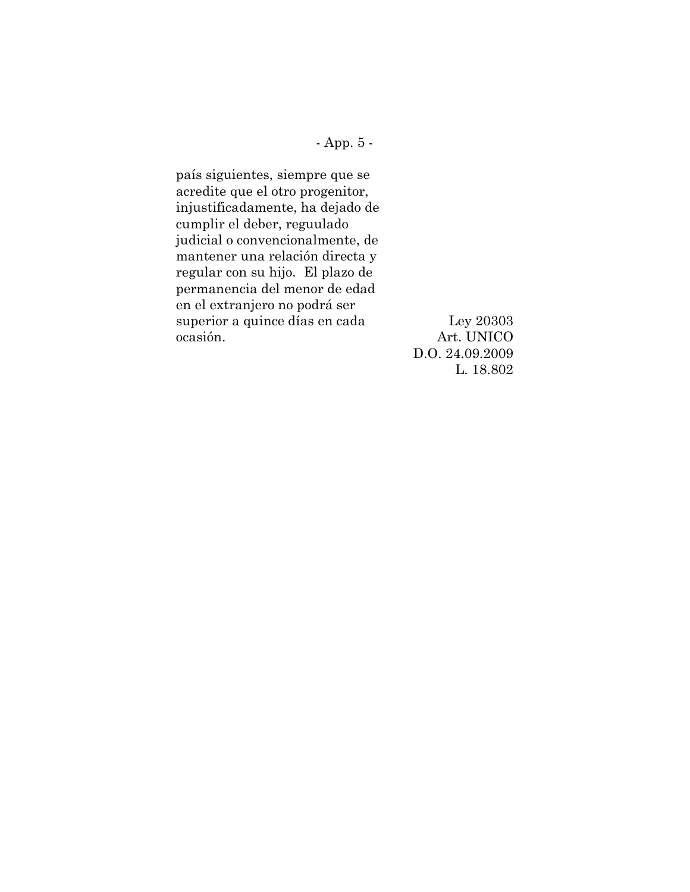país siguientes, siempre que se acredite que el otro progenitor, injustificadamente, ha dejado de cumplir el deber, reguulado judicial o convencionalmente, de mantener una relación directa y regular con su hijo. El plazo de permanencia del menor de edad en el extranjero no podrá ser superior a quince días en cada ocasión.

Ley 20303
Art. UNICO
D.O. 24.09.2009
L. 18.802